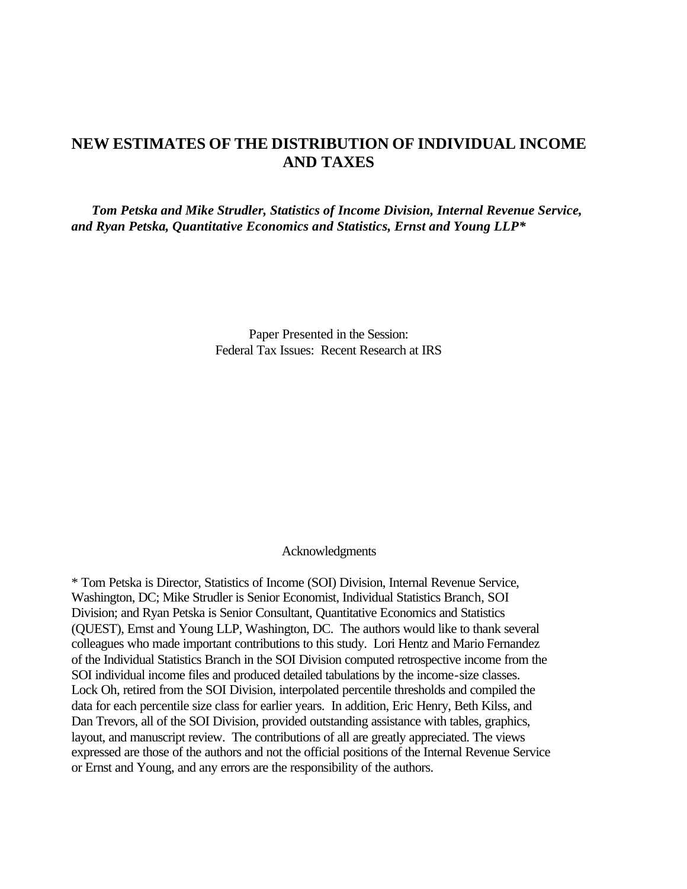# NEW ESTIMATES OF THE DISTRIBUTION OF INDIVIDUAL INCOME AND TAXES

***Tom Petska and Mike Strudler, Statistics of Income Division, Internal Revenue Service, and Ryan Petska, Quantitative Economics and Statistics, Ernst and Young LLP****

Paper Presented in the Session:
Federal Tax Issues: Recent Research at IRS

Acknowledgments

* Tom Petska is Director, Statistics of Income (SOI) Division, Internal Revenue Service, Washington, DC; Mike Strudler is Senior Economist, Individual Statistics Branch, SOI Division; and Ryan Petska is Senior Consultant, Quantitative Economics and Statistics (QUEST), Ernst and Young LLP, Washington, DC. The authors would like to thank several colleagues who made important contributions to this study. Lori Hentz and Mario Fernandez of the Individual Statistics Branch in the SOI Division computed retrospective income from the SOI individual income files and produced detailed tabulations by the income-size classes. Lock Oh, retired from the SOI Division, interpolated percentile thresholds and compiled the data for each percentile size class for earlier years. In addition, Eric Henry, Beth Kilss, and Dan Trevors, all of the SOI Division, provided outstanding assistance with tables, graphics, layout, and manuscript review. The contributions of all are greatly appreciated. The views expressed are those of the authors and not the official positions of the Internal Revenue Service or Ernst and Young, and any errors are the responsibility of the authors.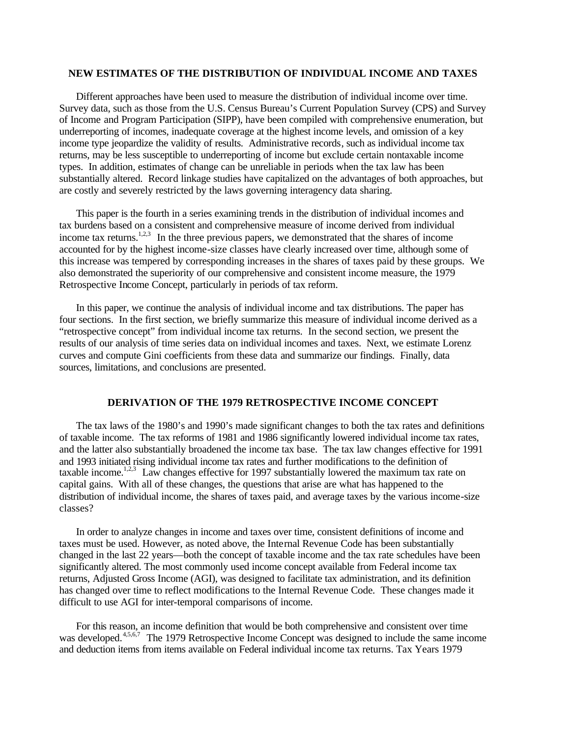## NEW ESTIMATES OF THE DISTRIBUTION OF INDIVIDUAL INCOME AND TAXES

Different approaches have been used to measure the distribution of individual income over time. Survey data, such as those from the U.S. Census Bureau's Current Population Survey (CPS) and Survey of Income and Program Participation (SIPP), have been compiled with comprehensive enumeration, but underreporting of incomes, inadequate coverage at the highest income levels, and omission of a key income type jeopardize the validity of results. Administrative records, such as individual income tax returns, may be less susceptible to underreporting of income but exclude certain nontaxable income types. In addition, estimates of change can be unreliable in periods when the tax law has been substantially altered. Record linkage studies have capitalized on the advantages of both approaches, but are costly and severely restricted by the laws governing interagency data sharing.

This paper is the fourth in a series examining trends in the distribution of individual incomes and tax burdens based on a consistent and comprehensive measure of income derived from individual income tax returns.[1,2,3] In the three previous papers, we demonstrated that the shares of income accounted for by the highest income-size classes have clearly increased over time, although some of this increase was tempered by corresponding increases in the shares of taxes paid by these groups. We also demonstrated the superiority of our comprehensive and consistent income measure, the 1979 Retrospective Income Concept, particularly in periods of tax reform.

In this paper, we continue the analysis of individual income and tax distributions. The paper has four sections. In the first section, we briefly summarize this measure of individual income derived as a "retrospective concept" from individual income tax returns. In the second section, we present the results of our analysis of time series data on individual incomes and taxes. Next, we estimate Lorenz curves and compute Gini coefficients from these data and summarize our findings. Finally, data sources, limitations, and conclusions are presented.

## DERIVATION OF THE 1979 RETROSPECTIVE INCOME CONCEPT

The tax laws of the 1980's and 1990's made significant changes to both the tax rates and definitions of taxable income. The tax reforms of 1981 and 1986 significantly lowered individual income tax rates, and the latter also substantially broadened the income tax base. The tax law changes effective for 1991 and 1993 initiated rising individual income tax rates and further modifications to the definition of taxable income.[1,2,3] Law changes effective for 1997 substantially lowered the maximum tax rate on capital gains. With all of these changes, the questions that arise are what has happened to the distribution of individual income, the shares of taxes paid, and average taxes by the various income-size classes?

In order to analyze changes in income and taxes over time, consistent definitions of income and taxes must be used. However, as noted above, the Internal Revenue Code has been substantially changed in the last 22 years—both the concept of taxable income and the tax rate schedules have been significantly altered. The most commonly used income concept available from Federal income tax returns, Adjusted Gross Income (AGI), was designed to facilitate tax administration, and its definition has changed over time to reflect modifications to the Internal Revenue Code. These changes made it difficult to use AGI for inter-temporal comparisons of income.

For this reason, an income definition that would be both comprehensive and consistent over time was developed.[4,5,6,7] The 1979 Retrospective Income Concept was designed to include the same income and deduction items from items available on Federal individual income tax returns. Tax Years 1979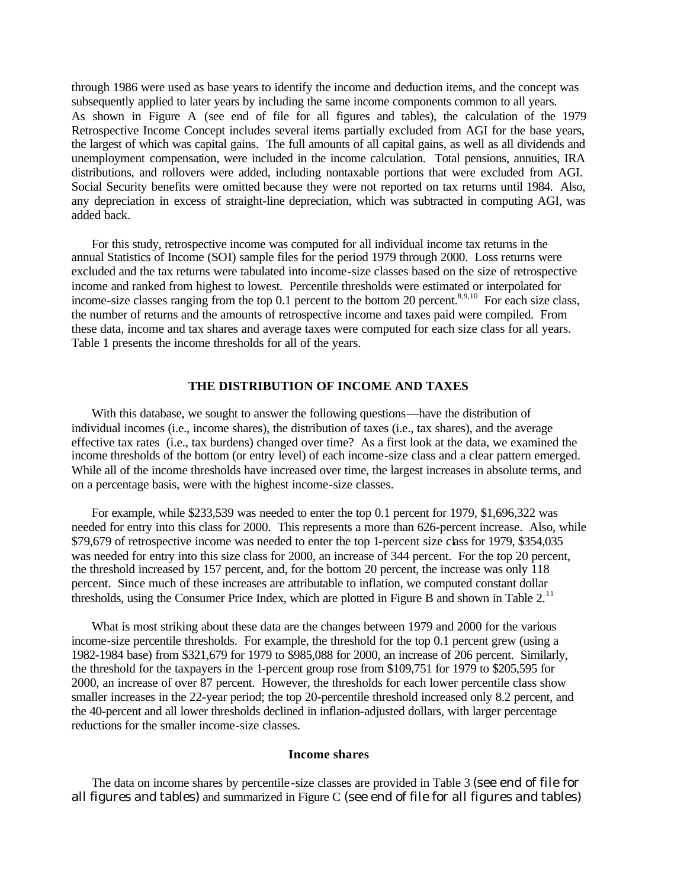through 1986 were used as base years to identify the income and deduction items, and the concept was subsequently applied to later years by including the same income components common to all years. As shown in Figure A (see end of file for all figures and tables), the calculation of the 1979 Retrospective Income Concept includes several items partially excluded from AGI for the base years, the largest of which was capital gains. The full amounts of all capital gains, as well as all dividends and unemployment compensation, were included in the income calculation. Total pensions, annuities, IRA distributions, and rollovers were added, including nontaxable portions that were excluded from AGI. Social Security benefits were omitted because they were not reported on tax returns until 1984. Also, any depreciation in excess of straight-line depreciation, which was subtracted in computing AGI, was added back.

For this study, retrospective income was computed for all individual income tax returns in the annual Statistics of Income (SOI) sample files for the period 1979 through 2000. Loss returns were excluded and the tax returns were tabulated into income-size classes based on the size of retrospective income and ranked from highest to lowest. Percentile thresholds were estimated or interpolated for income-size classes ranging from the top 0.1 percent to the bottom 20 percent.[8,9,10] For each size class, the number of returns and the amounts of retrospective income and taxes paid were compiled. From these data, income and tax shares and average taxes were computed for each size class for all years. Table 1 presents the income thresholds for all of the years.

## THE DISTRIBUTION OF INCOME AND TAXES

With this database, we sought to answer the following questions—have the distribution of individual incomes (i.e., income shares), the distribution of taxes (i.e., tax shares), and the average effective tax rates (i.e., tax burdens) changed over time? As a first look at the data, we examined the income thresholds of the bottom (or entry level) of each income-size class and a clear pattern emerged. While all of the income thresholds have increased over time, the largest increases in absolute terms, and on a percentage basis, were with the highest income-size classes.

For example, while $233,539 was needed to enter the top 0.1 percent for 1979, $1,696,322 was needed for entry into this class for 2000. This represents a more than 626-percent increase. Also, while $79,679 of retrospective income was needed to enter the top 1-percent size class for 1979, $354,035 was needed for entry into this size class for 2000, an increase of 344 percent. For the top 20 percent, the threshold increased by 157 percent, and, for the bottom 20 percent, the increase was only 118 percent. Since much of these increases are attributable to inflation, we computed constant dollar thresholds, using the Consumer Price Index, which are plotted in Figure B and shown in Table 2.[11]

What is most striking about these data are the changes between 1979 and 2000 for the various income-size percentile thresholds. For example, the threshold for the top 0.1 percent grew (using a 1982-1984 base) from $321,679 for 1979 to $985,088 for 2000, an increase of 206 percent. Similarly, the threshold for the taxpayers in the 1-percent group rose from $109,751 for 1979 to $205,595 for 2000, an increase of over 87 percent. However, the thresholds for each lower percentile class show smaller increases in the 22-year period; the top 20-percentile threshold increased only 8.2 percent, and the 40-percent and all lower thresholds declined in inflation-adjusted dollars, with larger percentage reductions for the smaller income-size classes.

### Income shares

The data on income shares by percentile-size classes are provided in Table 3 (see end of file for all figures and tables) and summarized in Figure C (see end of file for all figures and tables)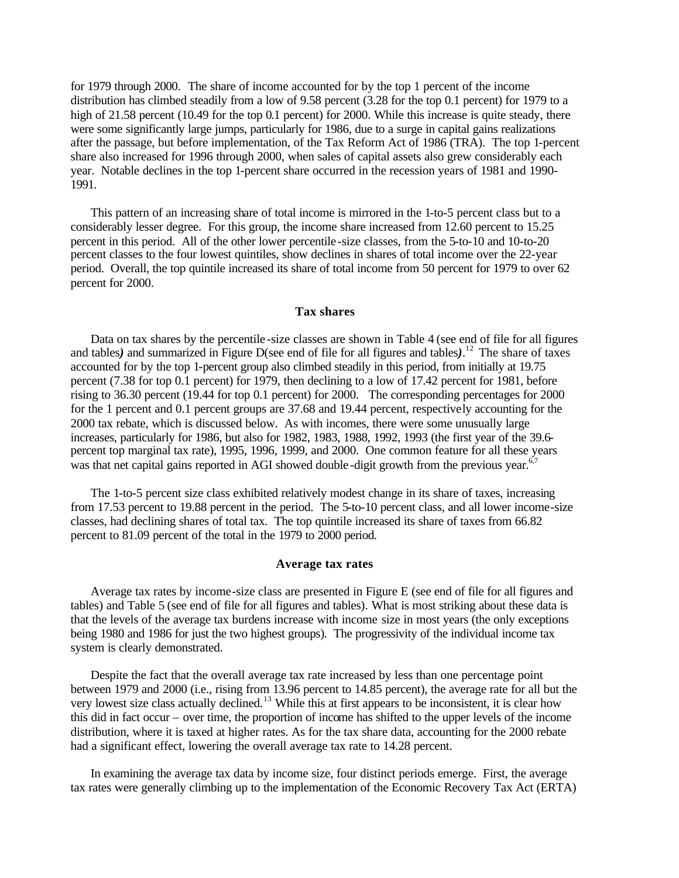for 1979 through 2000. The share of income accounted for by the top 1 percent of the income distribution has climbed steadily from a low of 9.58 percent (3.28 for the top 0.1 percent) for 1979 to a high of 21.58 percent (10.49 for the top 0.1 percent) for 2000. While this increase is quite steady, there were some significantly large jumps, particularly for 1986, due to a surge in capital gains realizations after the passage, but before implementation, of the Tax Reform Act of 1986 (TRA). The top 1-percent share also increased for 1996 through 2000, when sales of capital assets also grew considerably each year. Notable declines in the top 1-percent share occurred in the recession years of 1981 and 1990-1991.

This pattern of an increasing share of total income is mirrored in the 1-to-5 percent class but to a considerably lesser degree. For this group, the income share increased from 12.60 percent to 15.25 percent in this period. All of the other lower percentile-size classes, from the 5-to-10 and 10-to-20 percent classes to the four lowest quintiles, show declines in shares of total income over the 22-year period. Overall, the top quintile increased its share of total income from 50 percent for 1979 to over 62 percent for 2000.

### Tax shares

Data on tax shares by the percentile-size classes are shown in Table 4 (see end of file for all figures and tables*)* and summarized in Figure D(see end of file for all figures and tables*)*.[12] The share of taxes accounted for by the top 1-percent group also climbed steadily in this period, from initially at 19.75 percent (7.38 for top 0.1 percent) for 1979, then declining to a low of 17.42 percent for 1981, before rising to 36.30 percent (19.44 for top 0.1 percent) for 2000. The corresponding percentages for 2000 for the 1 percent and 0.1 percent groups are 37.68 and 19.44 percent, respectively accounting for the 2000 tax rebate, which is discussed below. As with incomes, there were some unusually large increases, particularly for 1986, but also for 1982, 1983, 1988, 1992, 1993 (the first year of the 39.6-percent top marginal tax rate), 1995, 1996, 1999, and 2000. One common feature for all these years was that net capital gains reported in AGI showed double-digit growth from the previous year.[6,7]

The 1-to-5 percent size class exhibited relatively modest change in its share of taxes, increasing from 17.53 percent to 19.88 percent in the period. The 5-to-10 percent class, and all lower income-size classes, had declining shares of total tax. The top quintile increased its share of taxes from 66.82 percent to 81.09 percent of the total in the 1979 to 2000 period.

### Average tax rates

Average tax rates by income-size class are presented in Figure E (see end of file for all figures and tables) and Table 5 (see end of file for all figures and tables). What is most striking about these data is that the levels of the average tax burdens increase with income size in most years (the only exceptions being 1980 and 1986 for just the two highest groups). The progressivity of the individual income tax system is clearly demonstrated.

Despite the fact that the overall average tax rate increased by less than one percentage point between 1979 and 2000 (i.e., rising from 13.96 percent to 14.85 percent), the average rate for all but the very lowest size class actually declined.[13] While this at first appears to be inconsistent, it is clear how this did in fact occur – over time, the proportion of income has shifted to the upper levels of the income distribution, where it is taxed at higher rates. As for the tax share data, accounting for the 2000 rebate had a significant effect, lowering the overall average tax rate to 14.28 percent.

In examining the average tax data by income size, four distinct periods emerge. First, the average tax rates were generally climbing up to the implementation of the Economic Recovery Tax Act (ERTA)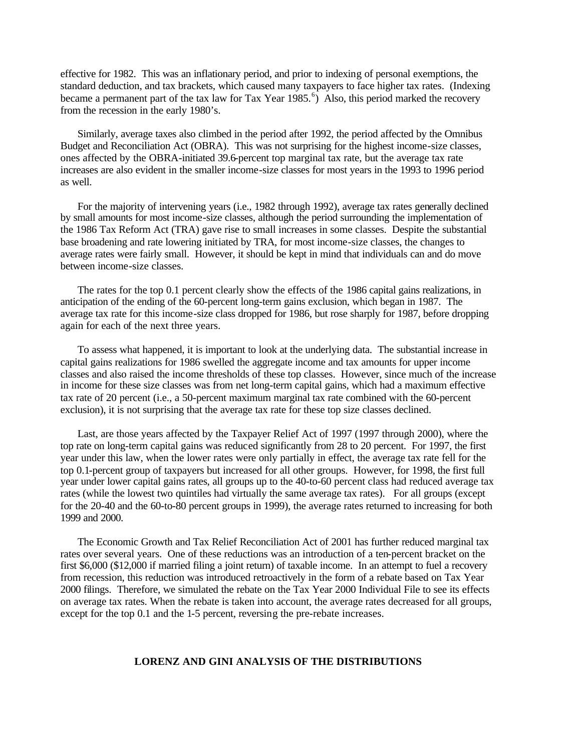effective for 1982. This was an inflationary period, and prior to indexing of personal exemptions, the standard deduction, and tax brackets, which caused many taxpayers to face higher tax rates. (Indexing became a permanent part of the tax law for Tax Year 1985.[6]) Also, this period marked the recovery from the recession in the early 1980's.

Similarly, average taxes also climbed in the period after 1992, the period affected by the Omnibus Budget and Reconciliation Act (OBRA). This was not surprising for the highest income-size classes, ones affected by the OBRA-initiated 39.6-percent top marginal tax rate, but the average tax rate increases are also evident in the smaller income-size classes for most years in the 1993 to 1996 period as well.

For the majority of intervening years (i.e., 1982 through 1992), average tax rates generally declined by small amounts for most income-size classes, although the period surrounding the implementation of the 1986 Tax Reform Act (TRA) gave rise to small increases in some classes. Despite the substantial base broadening and rate lowering initiated by TRA, for most income-size classes, the changes to average rates were fairly small. However, it should be kept in mind that individuals can and do move between income-size classes.

The rates for the top 0.1 percent clearly show the effects of the 1986 capital gains realizations, in anticipation of the ending of the 60-percent long-term gains exclusion, which began in 1987. The average tax rate for this income-size class dropped for 1986, but rose sharply for 1987, before dropping again for each of the next three years.

To assess what happened, it is important to look at the underlying data. The substantial increase in capital gains realizations for 1986 swelled the aggregate income and tax amounts for upper income classes and also raised the income thresholds of these top classes. However, since much of the increase in income for these size classes was from net long-term capital gains, which had a maximum effective tax rate of 20 percent (i.e., a 50-percent maximum marginal tax rate combined with the 60-percent exclusion), it is not surprising that the average tax rate for these top size classes declined.

Last, are those years affected by the Taxpayer Relief Act of 1997 (1997 through 2000), where the top rate on long-term capital gains was reduced significantly from 28 to 20 percent. For 1997, the first year under this law, when the lower rates were only partially in effect, the average tax rate fell for the top 0.1-percent group of taxpayers but increased for all other groups. However, for 1998, the first full year under lower capital gains rates, all groups up to the 40-to-60 percent class had reduced average tax rates (while the lowest two quintiles had virtually the same average tax rates). For all groups (except for the 20-40 and the 60-to-80 percent groups in 1999), the average rates returned to increasing for both 1999 and 2000.

The Economic Growth and Tax Relief Reconciliation Act of 2001 has further reduced marginal tax rates over several years. One of these reductions was an introduction of a ten-percent bracket on the first $6,000 ($12,000 if married filing a joint return) of taxable income. In an attempt to fuel a recovery from recession, this reduction was introduced retroactively in the form of a rebate based on Tax Year 2000 filings. Therefore, we simulated the rebate on the Tax Year 2000 Individual File to see its effects on average tax rates. When the rebate is taken into account, the average rates decreased for all groups, except for the top 0.1 and the 1-5 percent, reversing the pre-rebate increases.

## LORENZ AND GINI ANALYSIS OF THE DISTRIBUTIONS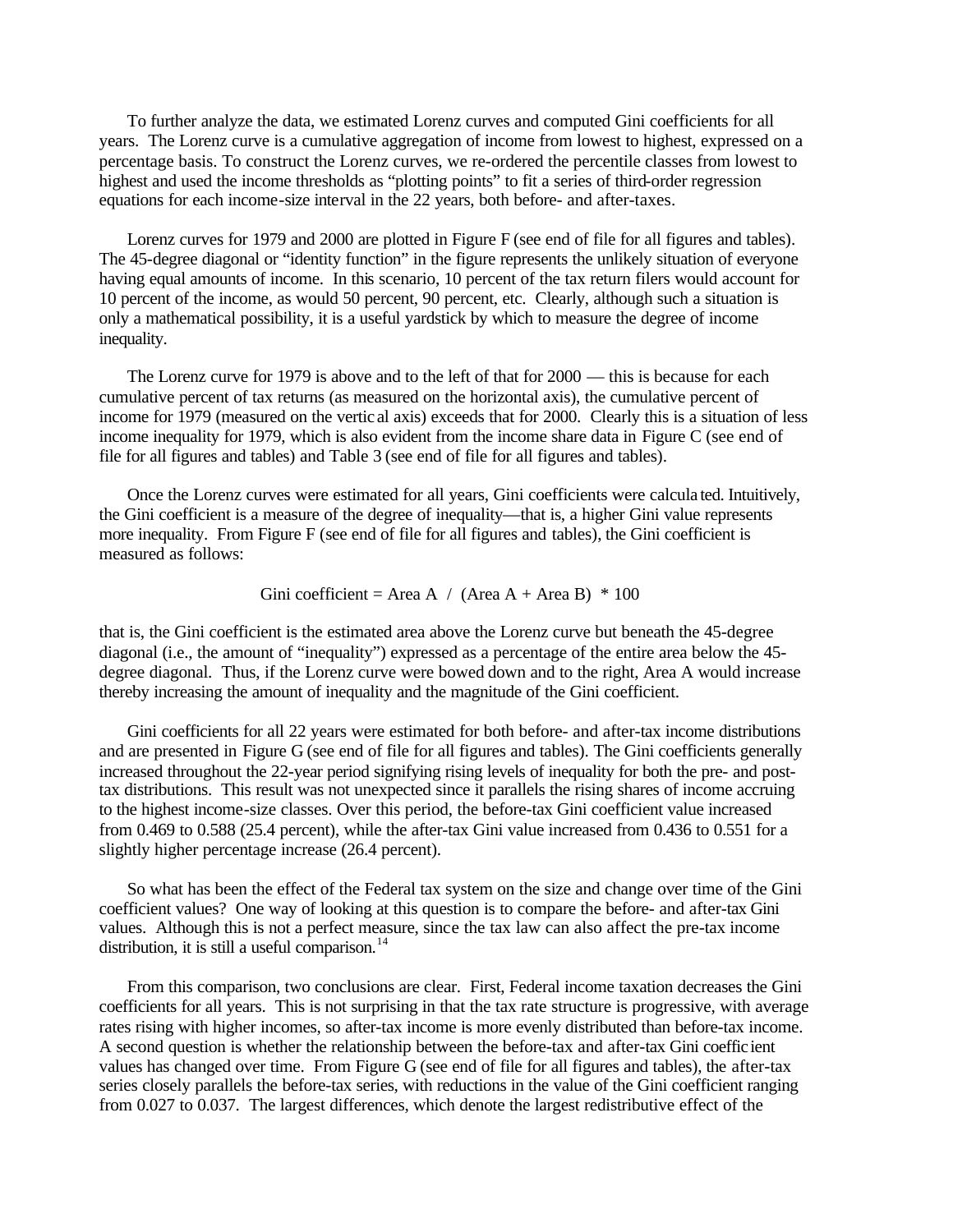To further analyze the data, we estimated Lorenz curves and computed Gini coefficients for all years. The Lorenz curve is a cumulative aggregation of income from lowest to highest, expressed on a percentage basis. To construct the Lorenz curves, we re-ordered the percentile classes from lowest to highest and used the income thresholds as "plotting points" to fit a series of third-order regression equations for each income-size interval in the 22 years, both before- and after-taxes.

Lorenz curves for 1979 and 2000 are plotted in Figure F (see end of file for all figures and tables). The 45-degree diagonal or "identity function" in the figure represents the unlikely situation of everyone having equal amounts of income. In this scenario, 10 percent of the tax return filers would account for 10 percent of the income, as would 50 percent, 90 percent, etc. Clearly, although such a situation is only a mathematical possibility, it is a useful yardstick by which to measure the degree of income inequality.

The Lorenz curve for 1979 is above and to the left of that for 2000 — this is because for each cumulative percent of tax returns (as measured on the horizontal axis), the cumulative percent of income for 1979 (measured on the vertical axis) exceeds that for 2000. Clearly this is a situation of less income inequality for 1979, which is also evident from the income share data in Figure C (see end of file for all figures and tables) and Table 3 (see end of file for all figures and tables).

Once the Lorenz curves were estimated for all years, Gini coefficients were calculated. Intuitively, the Gini coefficient is a measure of the degree of inequality—that is, a higher Gini value represents more inequality. From Figure F (see end of file for all figures and tables), the Gini coefficient is measured as follows:

$$\text{Gini coefficient} = \text{Area A} \;/\; (\text{Area A} + \text{Area B}) \;*\; 100$$

that is, the Gini coefficient is the estimated area above the Lorenz curve but beneath the 45-degree diagonal (i.e., the amount of "inequality") expressed as a percentage of the entire area below the 45-degree diagonal. Thus, if the Lorenz curve were bowed down and to the right, Area A would increase thereby increasing the amount of inequality and the magnitude of the Gini coefficient.

Gini coefficients for all 22 years were estimated for both before- and after-tax income distributions and are presented in Figure G (see end of file for all figures and tables). The Gini coefficients generally increased throughout the 22-year period signifying rising levels of inequality for both the pre- and post-tax distributions. This result was not unexpected since it parallels the rising shares of income accruing to the highest income-size classes. Over this period, the before-tax Gini coefficient value increased from 0.469 to 0.588 (25.4 percent), while the after-tax Gini value increased from 0.436 to 0.551 for a slightly higher percentage increase (26.4 percent).

So what has been the effect of the Federal tax system on the size and change over time of the Gini coefficient values? One way of looking at this question is to compare the before- and after-tax Gini values. Although this is not a perfect measure, since the tax law can also affect the pre-tax income distribution, it is still a useful comparison.[14]

From this comparison, two conclusions are clear. First, Federal income taxation decreases the Gini coefficients for all years. This is not surprising in that the tax rate structure is progressive, with average rates rising with higher incomes, so after-tax income is more evenly distributed than before-tax income. A second question is whether the relationship between the before-tax and after-tax Gini coefficient values has changed over time. From Figure G (see end of file for all figures and tables), the after-tax series closely parallels the before-tax series, with reductions in the value of the Gini coefficient ranging from 0.027 to 0.037. The largest differences, which denote the largest redistributive effect of the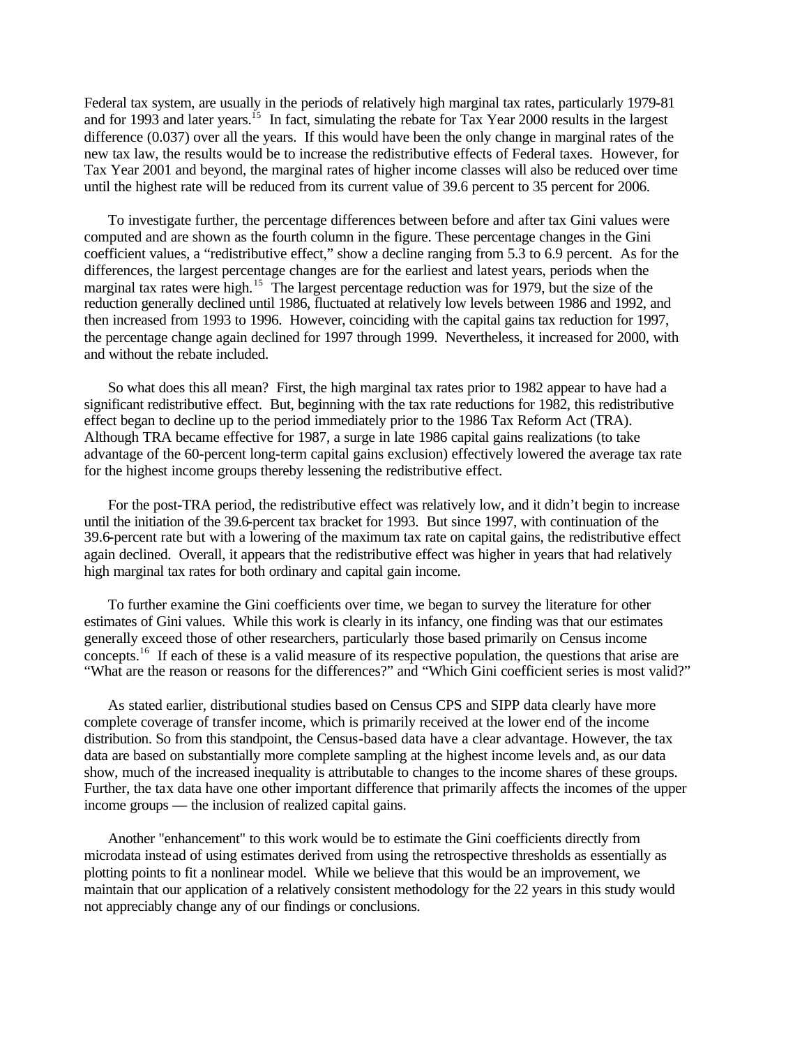Federal tax system, are usually in the periods of relatively high marginal tax rates, particularly 1979-81 and for 1993 and later years.[15] In fact, simulating the rebate for Tax Year 2000 results in the largest difference (0.037) over all the years. If this would have been the only change in marginal rates of the new tax law, the results would be to increase the redistributive effects of Federal taxes. However, for Tax Year 2001 and beyond, the marginal rates of higher income classes will also be reduced over time until the highest rate will be reduced from its current value of 39.6 percent to 35 percent for 2006.

To investigate further, the percentage differences between before and after tax Gini values were computed and are shown as the fourth column in the figure. These percentage changes in the Gini coefficient values, a "redistributive effect," show a decline ranging from 5.3 to 6.9 percent. As for the differences, the largest percentage changes are for the earliest and latest years, periods when the marginal tax rates were high.[15] The largest percentage reduction was for 1979, but the size of the reduction generally declined until 1986, fluctuated at relatively low levels between 1986 and 1992, and then increased from 1993 to 1996. However, coinciding with the capital gains tax reduction for 1997, the percentage change again declined for 1997 through 1999. Nevertheless, it increased for 2000, with and without the rebate included.

So what does this all mean? First, the high marginal tax rates prior to 1982 appear to have had a significant redistributive effect. But, beginning with the tax rate reductions for 1982, this redistributive effect began to decline up to the period immediately prior to the 1986 Tax Reform Act (TRA). Although TRA became effective for 1987, a surge in late 1986 capital gains realizations (to take advantage of the 60-percent long-term capital gains exclusion) effectively lowered the average tax rate for the highest income groups thereby lessening the redistributive effect.

For the post-TRA period, the redistributive effect was relatively low, and it didn't begin to increase until the initiation of the 39.6-percent tax bracket for 1993. But since 1997, with continuation of the 39.6-percent rate but with a lowering of the maximum tax rate on capital gains, the redistributive effect again declined. Overall, it appears that the redistributive effect was higher in years that had relatively high marginal tax rates for both ordinary and capital gain income.

To further examine the Gini coefficients over time, we began to survey the literature for other estimates of Gini values. While this work is clearly in its infancy, one finding was that our estimates generally exceed those of other researchers, particularly those based primarily on Census income concepts.[16] If each of these is a valid measure of its respective population, the questions that arise are "What are the reason or reasons for the differences?" and "Which Gini coefficient series is most valid?"

As stated earlier, distributional studies based on Census CPS and SIPP data clearly have more complete coverage of transfer income, which is primarily received at the lower end of the income distribution. So from this standpoint, the Census-based data have a clear advantage. However, the tax data are based on substantially more complete sampling at the highest income levels and, as our data show, much of the increased inequality is attributable to changes to the income shares of these groups. Further, the tax data have one other important difference that primarily affects the incomes of the upper income groups — the inclusion of realized capital gains.

Another "enhancement" to this work would be to estimate the Gini coefficients directly from microdata instead of using estimates derived from using the retrospective thresholds as essentially as plotting points to fit a nonlinear model. While we believe that this would be an improvement, we maintain that our application of a relatively consistent methodology for the 22 years in this study would not appreciably change any of our findings or conclusions.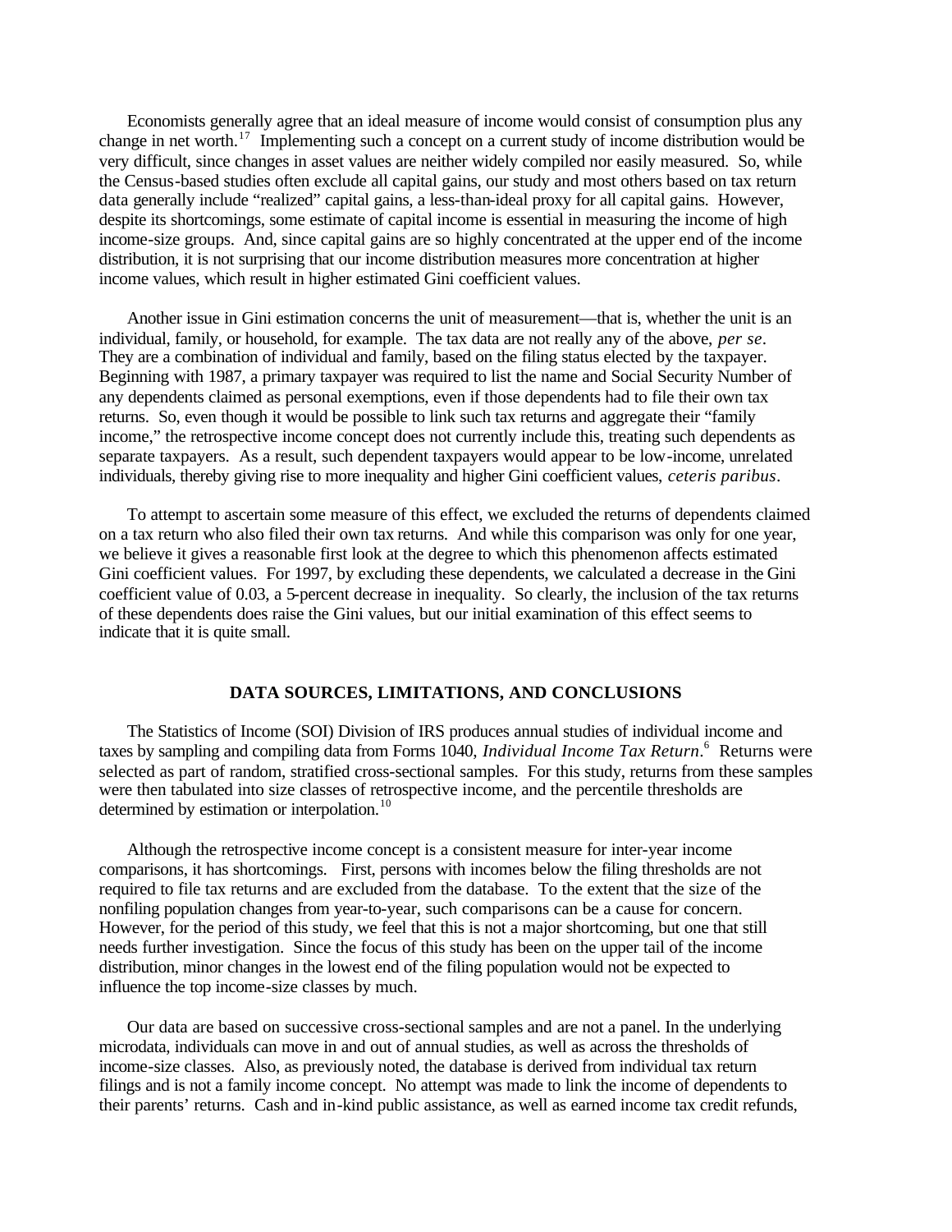Economists generally agree that an ideal measure of income would consist of consumption plus any change in net worth.[17] Implementing such a concept on a current study of income distribution would be very difficult, since changes in asset values are neither widely compiled nor easily measured. So, while the Census-based studies often exclude all capital gains, our study and most others based on tax return data generally include "realized" capital gains, a less-than-ideal proxy for all capital gains. However, despite its shortcomings, some estimate of capital income is essential in measuring the income of high income-size groups. And, since capital gains are so highly concentrated at the upper end of the income distribution, it is not surprising that our income distribution measures more concentration at higher income values, which result in higher estimated Gini coefficient values.

Another issue in Gini estimation concerns the unit of measurement—that is, whether the unit is an individual, family, or household, for example. The tax data are not really any of the above, *per se*. They are a combination of individual and family, based on the filing status elected by the taxpayer. Beginning with 1987, a primary taxpayer was required to list the name and Social Security Number of any dependents claimed as personal exemptions, even if those dependents had to file their own tax returns. So, even though it would be possible to link such tax returns and aggregate their "family income," the retrospective income concept does not currently include this, treating such dependents as separate taxpayers. As a result, such dependent taxpayers would appear to be low-income, unrelated individuals, thereby giving rise to more inequality and higher Gini coefficient values, *ceteris paribus*.

To attempt to ascertain some measure of this effect, we excluded the returns of dependents claimed on a tax return who also filed their own tax returns. And while this comparison was only for one year, we believe it gives a reasonable first look at the degree to which this phenomenon affects estimated Gini coefficient values. For 1997, by excluding these dependents, we calculated a decrease in the Gini coefficient value of 0.03, a 5-percent decrease in inequality. So clearly, the inclusion of the tax returns of these dependents does raise the Gini values, but our initial examination of this effect seems to indicate that it is quite small.

## DATA SOURCES, LIMITATIONS, AND CONCLUSIONS

The Statistics of Income (SOI) Division of IRS produces annual studies of individual income and taxes by sampling and compiling data from Forms 1040, *Individual Income Tax Return*.[6] Returns were selected as part of random, stratified cross-sectional samples. For this study, returns from these samples were then tabulated into size classes of retrospective income, and the percentile thresholds are determined by estimation or interpolation.[10]

Although the retrospective income concept is a consistent measure for inter-year income comparisons, it has shortcomings. First, persons with incomes below the filing thresholds are not required to file tax returns and are excluded from the database. To the extent that the size of the nonfiling population changes from year-to-year, such comparisons can be a cause for concern. However, for the period of this study, we feel that this is not a major shortcoming, but one that still needs further investigation. Since the focus of this study has been on the upper tail of the income distribution, minor changes in the lowest end of the filing population would not be expected to influence the top income-size classes by much.

Our data are based on successive cross-sectional samples and are not a panel. In the underlying microdata, individuals can move in and out of annual studies, as well as across the thresholds of income-size classes. Also, as previously noted, the database is derived from individual tax return filings and is not a family income concept. No attempt was made to link the income of dependents to their parents' returns. Cash and in-kind public assistance, as well as earned income tax credit refunds,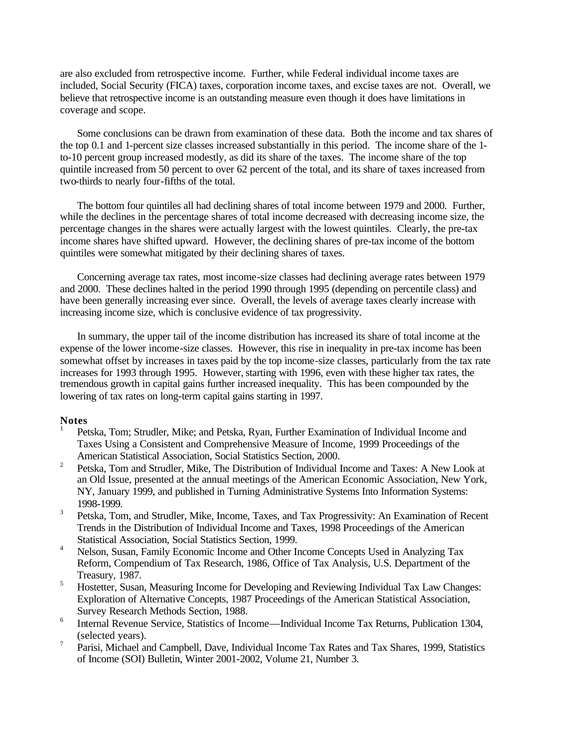are also excluded from retrospective income. Further, while Federal individual income taxes are included, Social Security (FICA) taxes, corporation income taxes, and excise taxes are not. Overall, we believe that retrospective income is an outstanding measure even though it does have limitations in coverage and scope.

Some conclusions can be drawn from examination of these data. Both the income and tax shares of the top 0.1 and 1-percent size classes increased substantially in this period. The income share of the 1-to-10 percent group increased modestly, as did its share of the taxes. The income share of the top quintile increased from 50 percent to over 62 percent of the total, and its share of taxes increased from two-thirds to nearly four-fifths of the total.

The bottom four quintiles all had declining shares of total income between 1979 and 2000. Further, while the declines in the percentage shares of total income decreased with decreasing income size, the percentage changes in the shares were actually largest with the lowest quintiles. Clearly, the pre-tax income shares have shifted upward. However, the declining shares of pre-tax income of the bottom quintiles were somewhat mitigated by their declining shares of taxes.

Concerning average tax rates, most income-size classes had declining average rates between 1979 and 2000. These declines halted in the period 1990 through 1995 (depending on percentile class) and have been generally increasing ever since. Overall, the levels of average taxes clearly increase with increasing income size, which is conclusive evidence of tax progressivity.

In summary, the upper tail of the income distribution has increased its share of total income at the expense of the lower income-size classes. However, this rise in inequality in pre-tax income has been somewhat offset by increases in taxes paid by the top income-size classes, particularly from the tax rate increases for 1993 through 1995. However, starting with 1996, even with these higher tax rates, the tremendous growth in capital gains further increased inequality. This has been compounded by the lowering of tax rates on long-term capital gains starting in 1997.

**Notes**

[1] Petska, Tom; Strudler, Mike; and Petska, Ryan, Further Examination of Individual Income and Taxes Using a Consistent and Comprehensive Measure of Income, 1999 Proceedings of the American Statistical Association, Social Statistics Section, 2000.

[2] Petska, Tom and Strudler, Mike, The Distribution of Individual Income and Taxes: A New Look at an Old Issue, presented at the annual meetings of the American Economic Association, New York, NY, January 1999, and published in Turning Administrative Systems Into Information Systems: 1998-1999.

[3] Petska, Tom, and Strudler, Mike, Income, Taxes, and Tax Progressivity: An Examination of Recent Trends in the Distribution of Individual Income and Taxes, 1998 Proceedings of the American Statistical Association, Social Statistics Section, 1999.

[4] Nelson, Susan, Family Economic Income and Other Income Concepts Used in Analyzing Tax Reform, Compendium of Tax Research, 1986, Office of Tax Analysis, U.S. Department of the Treasury, 1987.

[5] Hostetter, Susan, Measuring Income for Developing and Reviewing Individual Tax Law Changes: Exploration of Alternative Concepts, 1987 Proceedings of the American Statistical Association, Survey Research Methods Section, 1988.

[6] Internal Revenue Service, Statistics of Income—Individual Income Tax Returns, Publication 1304, (selected years).

[7] Parisi, Michael and Campbell, Dave, Individual Income Tax Rates and Tax Shares, 1999, Statistics of Income (SOI) Bulletin, Winter 2001-2002, Volume 21, Number 3.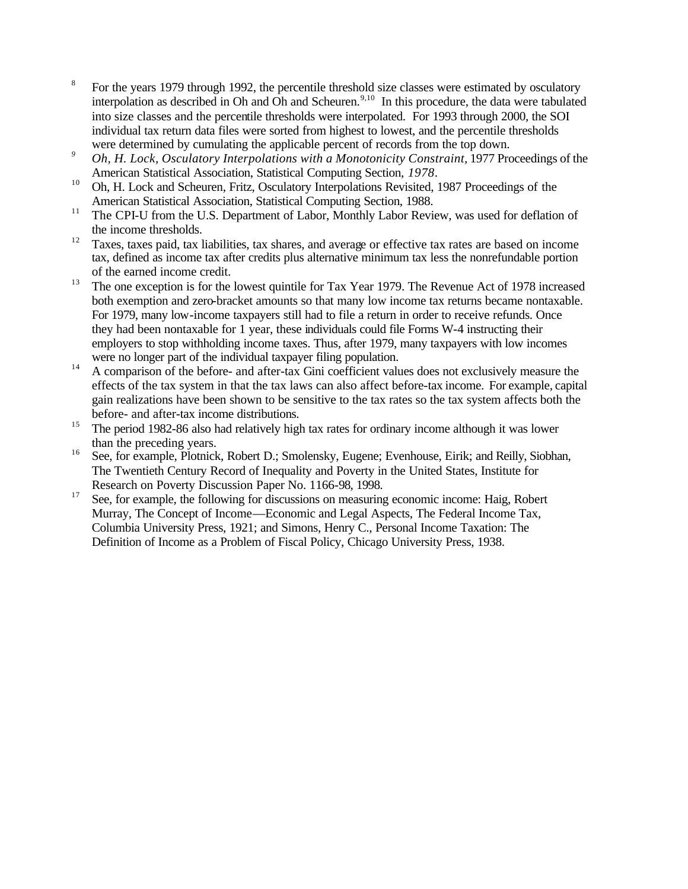[8] For the years 1979 through 1992, the percentile threshold size classes were estimated by osculatory interpolation as described in Oh and Oh and Scheuren.[9,10] In this procedure, the data were tabulated into size classes and the percentile thresholds were interpolated. For 1993 through 2000, the SOI individual tax return data files were sorted from highest to lowest, and the percentile thresholds were determined by cumulating the applicable percent of records from the top down.

[9] *Oh, H. Lock, Osculatory Interpolations with a Monotonicity Constraint,* 1977 Proceedings of the American Statistical Association, Statistical Computing Section*, 1978*.

[10] Oh, H. Lock and Scheuren, Fritz, Osculatory Interpolations Revisited, 1987 Proceedings of the American Statistical Association, Statistical Computing Section, 1988.

[11] The CPI-U from the U.S. Department of Labor, Monthly Labor Review, was used for deflation of the income thresholds.

[12] Taxes, taxes paid, tax liabilities, tax shares, and average or effective tax rates are based on income tax, defined as income tax after credits plus alternative minimum tax less the nonrefundable portion of the earned income credit.

[13] The one exception is for the lowest quintile for Tax Year 1979. The Revenue Act of 1978 increased both exemption and zero-bracket amounts so that many low income tax returns became nontaxable. For 1979, many low-income taxpayers still had to file a return in order to receive refunds. Once they had been nontaxable for 1 year, these individuals could file Forms W-4 instructing their employers to stop withholding income taxes. Thus, after 1979, many taxpayers with low incomes were no longer part of the individual taxpayer filing population.

[14] A comparison of the before- and after-tax Gini coefficient values does not exclusively measure the effects of the tax system in that the tax laws can also affect before-tax income. For example, capital gain realizations have been shown to be sensitive to the tax rates so the tax system affects both the before- and after-tax income distributions.

[15] The period 1982-86 also had relatively high tax rates for ordinary income although it was lower than the preceding years.

[16] See, for example, Plotnick, Robert D.; Smolensky, Eugene; Evenhouse, Eirik; and Reilly, Siobhan, The Twentieth Century Record of Inequality and Poverty in the United States, Institute for Research on Poverty Discussion Paper No. 1166-98, 1998.

[17] See, for example, the following for discussions on measuring economic income: Haig, Robert Murray, The Concept of Income—Economic and Legal Aspects, The Federal Income Tax, Columbia University Press, 1921; and Simons, Henry C., Personal Income Taxation: The Definition of Income as a Problem of Fiscal Policy, Chicago University Press, 1938.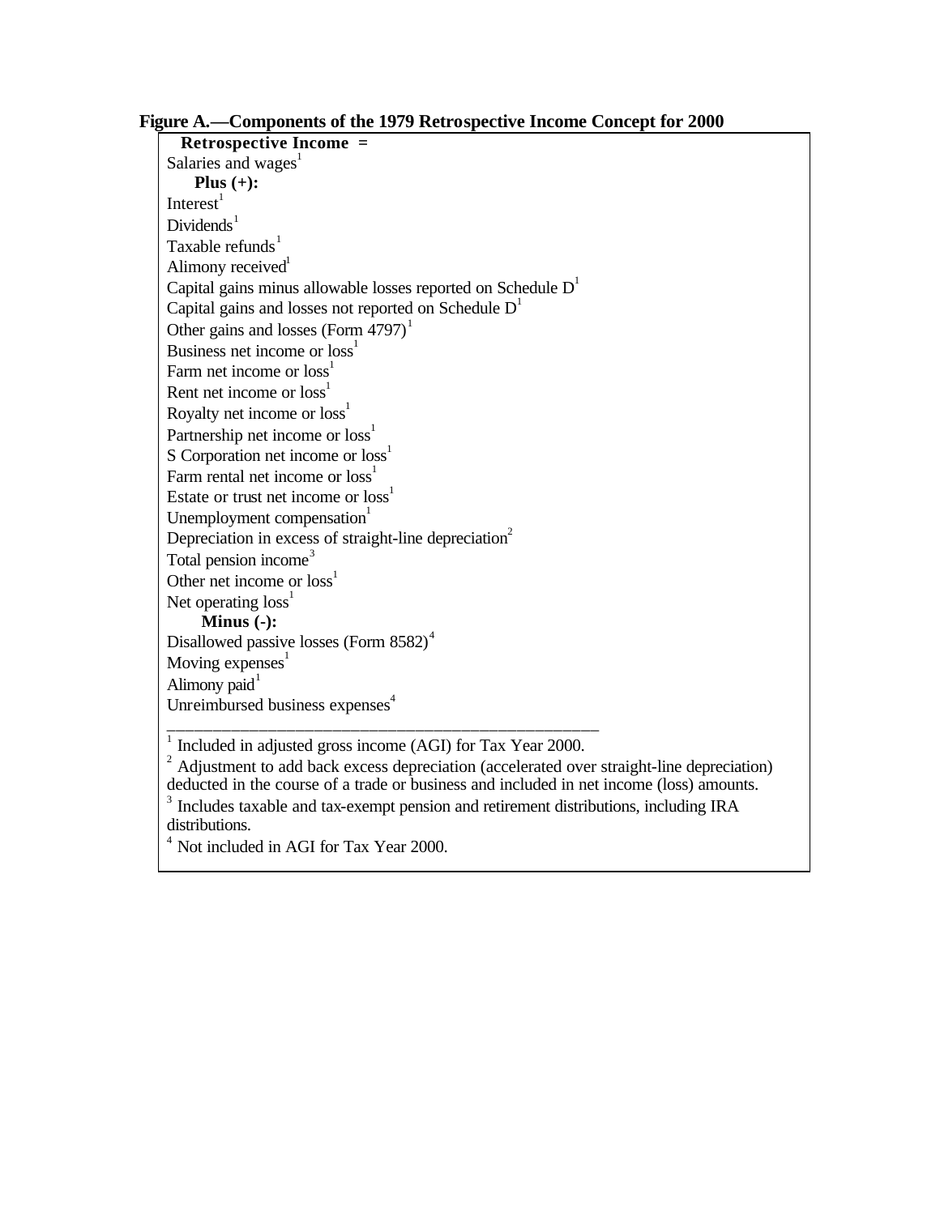**Figure A.—Components of the 1979 Retrospective Income Concept for 2000**

**Retrospective Income =**

Salaries and wages[1]

**Plus (+):**

Interest[1]

Dividends[1]

Taxable refunds[1]

Alimony received[1]

Capital gains minus allowable losses reported on Schedule D[1]

Capital gains and losses not reported on Schedule D[1]

Other gains and losses (Form 4797)[1]

Business net income or loss[1]

Farm net income or loss[1]

Rent net income or loss[1]

Royalty net income or loss[1]

Partnership net income or loss[1]

S Corporation net income or loss[1]

Farm rental net income or loss[1]

Estate or trust net income or loss[1]

Unemployment compensation[1]

Depreciation in excess of straight-line depreciation[2]

Total pension income[3]

Other net income or loss[1]

Net operating loss[1]

**Minus (-):**

Disallowed passive losses (Form 8582)[4]

Moving expenses[1]

Alimony paid[1]

Unreimbursed business expenses[4]

---

[1] Included in adjusted gross income (AGI) for Tax Year 2000.

[2] Adjustment to add back excess depreciation (accelerated over straight-line depreciation) deducted in the course of a trade or business and included in net income (loss) amounts.

[3] Includes taxable and tax-exempt pension and retirement distributions, including IRA distributions.

[4] Not included in AGI for Tax Year 2000.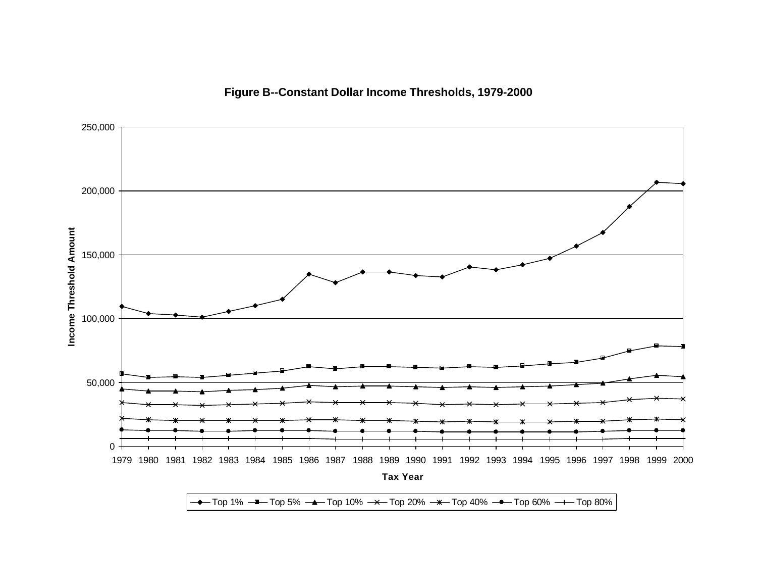**Figure B--Constant Dollar Income Thresholds, 1979-2000**

Income Threshold Amount

250,000
200,000
150,000
100,000
50,000
0

1979 1980 1981 1982 1983 1984 1985 1986 1987 1988 1989 1990 1991 1992 1993 1994 1995 1996 1997 1998 1999 2000

**Tax Year**

Top 1% | Top 5% | Top 10% | Top 20% | Top 40% | Top 60% | Top 80%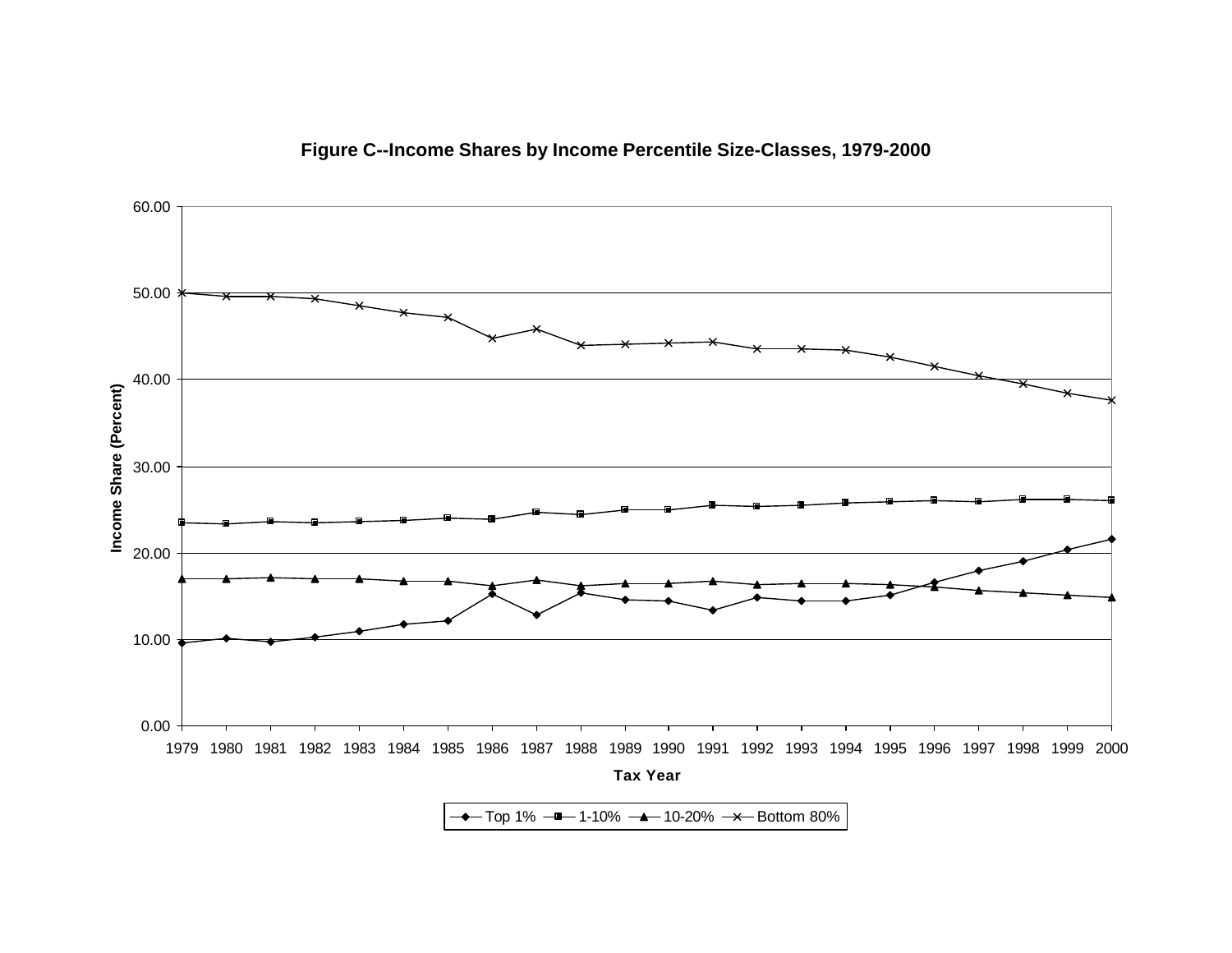**Figure C--Income Shares by Income Percentile Size-Classes, 1979-2000**

Income Share (Percent)

60.00
50.00
40.00
30.00
20.00
10.00
0.00

1979 1980 1981 1982 1983 1984 1985 1986 1987 1988 1989 1990 1991 1992 1993 1994 1995 1996 1997 1998 1999 2000

Tax Year

Top 1% — 1-10% — 10-20% — Bottom 80%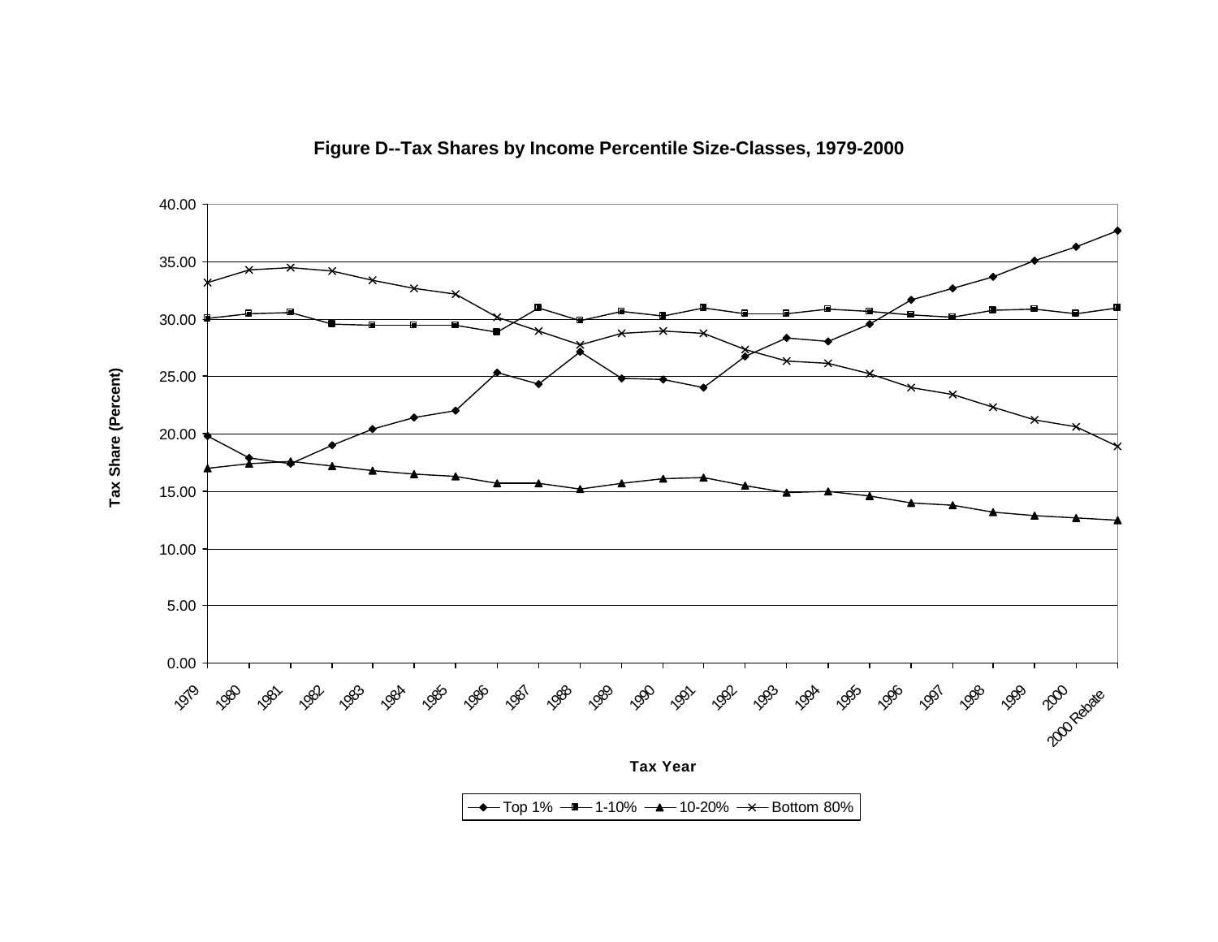**Figure D--Tax Shares by Income Percentile Size-Classes, 1979-2000**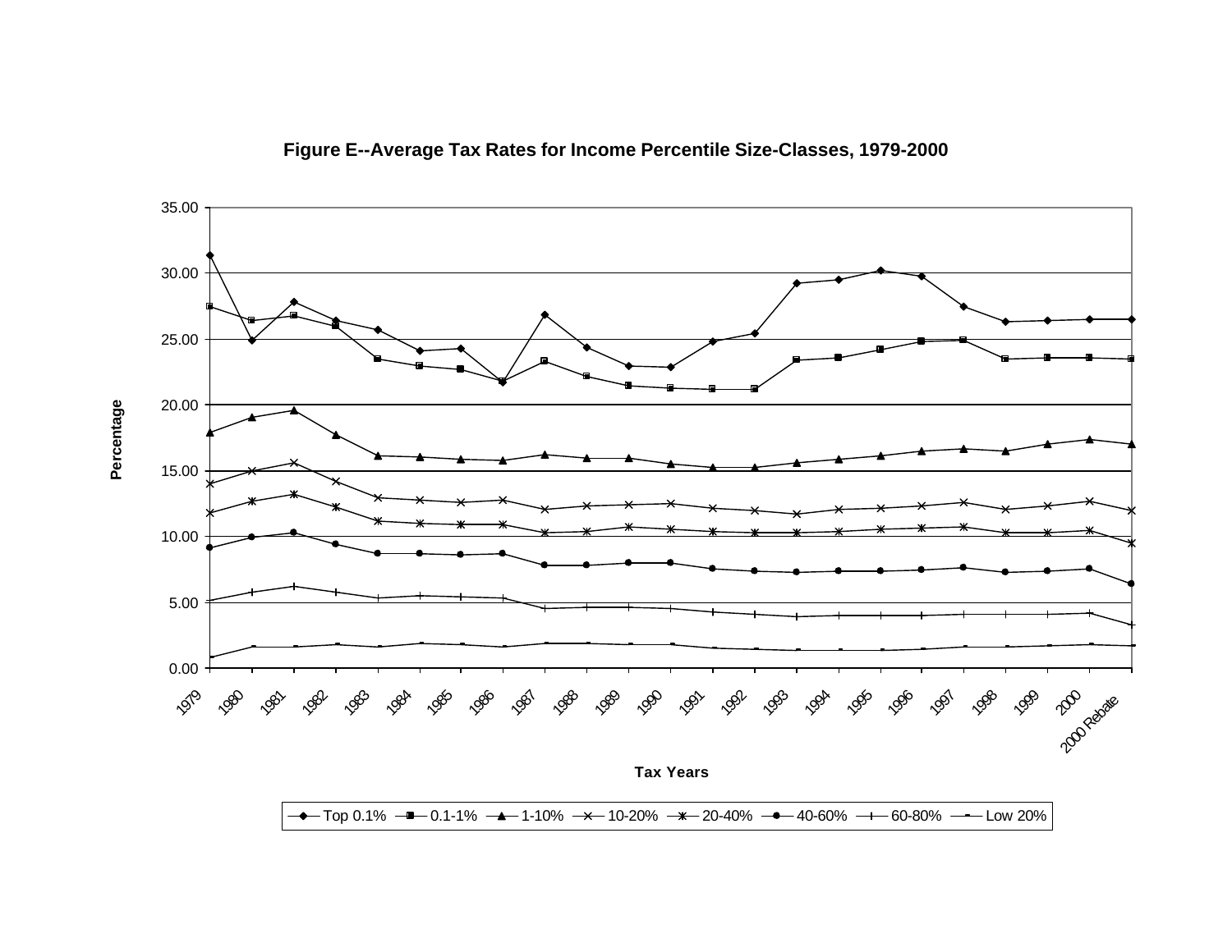**Figure E--Average Tax Rates for Income Percentile Size-Classes, 1979-2000**

Percentage

Tax Years

Top 0.1% | 0.1-1% | 1-10% | 10-20% | 20-40% | 40-60% | 60-80% | Low 20%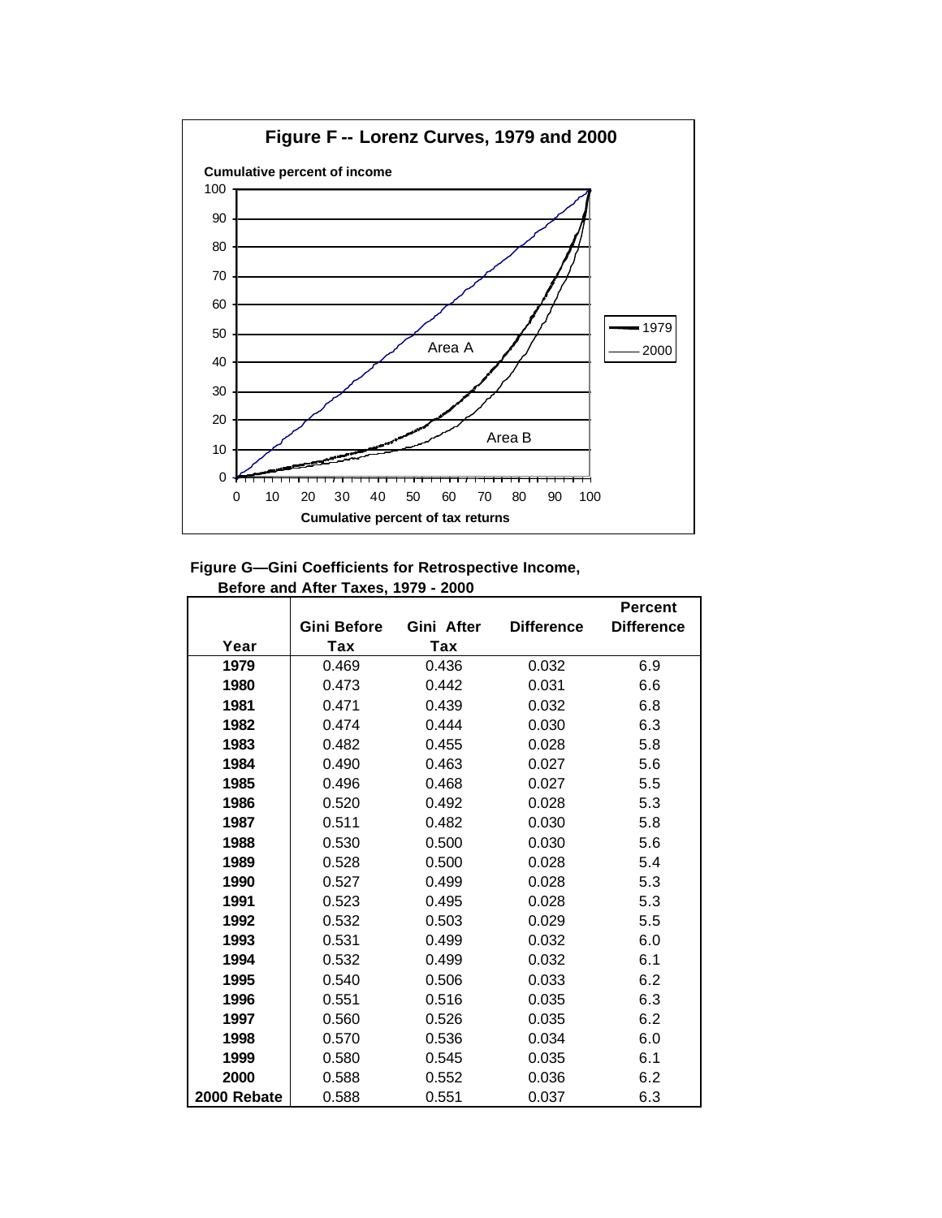**Figure F -- Lorenz Curves, 1979 and 2000**

**Figure G—Gini Coefficients for Retrospective Income, Before and After Taxes, 1979 - 2000**

| Year | Gini Before Tax | Gini After Tax | Difference | Percent Difference |
|---|---|---|---|---|
| **1979** | 0.469 | 0.436 | 0.032 | 6.9 |
| **1980** | 0.473 | 0.442 | 0.031 | 6.6 |
| **1981** | 0.471 | 0.439 | 0.032 | 6.8 |
| **1982** | 0.474 | 0.444 | 0.030 | 6.3 |
| **1983** | 0.482 | 0.455 | 0.028 | 5.8 |
| **1984** | 0.490 | 0.463 | 0.027 | 5.6 |
| **1985** | 0.496 | 0.468 | 0.027 | 5.5 |
| **1986** | 0.520 | 0.492 | 0.028 | 5.3 |
| **1987** | 0.511 | 0.482 | 0.030 | 5.8 |
| **1988** | 0.530 | 0.500 | 0.030 | 5.6 |
| **1989** | 0.528 | 0.500 | 0.028 | 5.4 |
| **1990** | 0.527 | 0.499 | 0.028 | 5.3 |
| **1991** | 0.523 | 0.495 | 0.028 | 5.3 |
| **1992** | 0.532 | 0.503 | 0.029 | 5.5 |
| **1993** | 0.531 | 0.499 | 0.032 | 6.0 |
| **1994** | 0.532 | 0.499 | 0.032 | 6.1 |
| **1995** | 0.540 | 0.506 | 0.033 | 6.2 |
| **1996** | 0.551 | 0.516 | 0.035 | 6.3 |
| **1997** | 0.560 | 0.526 | 0.035 | 6.2 |
| **1998** | 0.570 | 0.536 | 0.034 | 6.0 |
| **1999** | 0.580 | 0.545 | 0.035 | 6.1 |
| **2000** | 0.588 | 0.552 | 0.036 | 6.2 |
| **2000 Rebate** | 0.588 | 0.551 | 0.037 | 6.3 |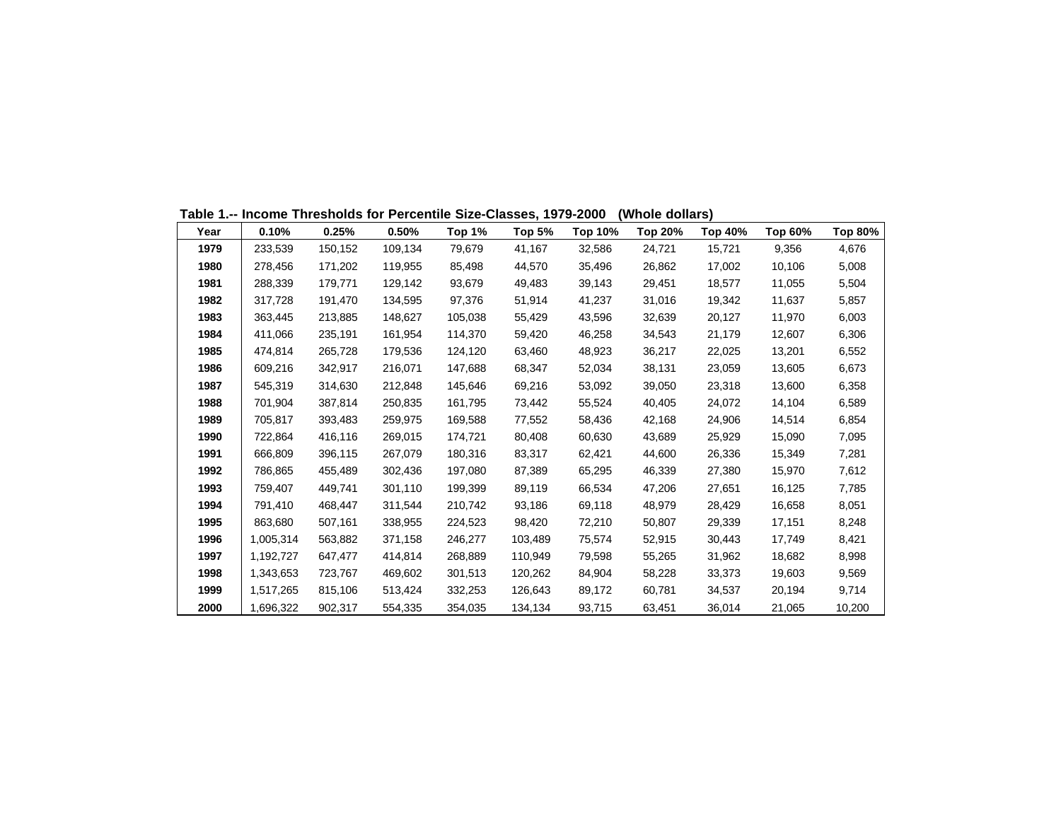**Table 1.-- Income Thresholds for Percentile Size-Classes, 1979-2000   (Whole dollars)**

| Year | 0.10% | 0.25% | 0.50% | Top 1% | Top 5% | Top 10% | Top 20% | Top 40% | Top 60% | Top 80% |
|---|---|---|---|---|---|---|---|---|---|---|
| **1979** | 233,539 | 150,152 | 109,134 | 79,679 | 41,167 | 32,586 | 24,721 | 15,721 | 9,356 | 4,676 |
| **1980** | 278,456 | 171,202 | 119,955 | 85,498 | 44,570 | 35,496 | 26,862 | 17,002 | 10,106 | 5,008 |
| **1981** | 288,339 | 179,771 | 129,142 | 93,679 | 49,483 | 39,143 | 29,451 | 18,577 | 11,055 | 5,504 |
| **1982** | 317,728 | 191,470 | 134,595 | 97,376 | 51,914 | 41,237 | 31,016 | 19,342 | 11,637 | 5,857 |
| **1983** | 363,445 | 213,885 | 148,627 | 105,038 | 55,429 | 43,596 | 32,639 | 20,127 | 11,970 | 6,003 |
| **1984** | 411,066 | 235,191 | 161,954 | 114,370 | 59,420 | 46,258 | 34,543 | 21,179 | 12,607 | 6,306 |
| **1985** | 474,814 | 265,728 | 179,536 | 124,120 | 63,460 | 48,923 | 36,217 | 22,025 | 13,201 | 6,552 |
| **1986** | 609,216 | 342,917 | 216,071 | 147,688 | 68,347 | 52,034 | 38,131 | 23,059 | 13,605 | 6,673 |
| **1987** | 545,319 | 314,630 | 212,848 | 145,646 | 69,216 | 53,092 | 39,050 | 23,318 | 13,600 | 6,358 |
| **1988** | 701,904 | 387,814 | 250,835 | 161,795 | 73,442 | 55,524 | 40,405 | 24,072 | 14,104 | 6,589 |
| **1989** | 705,817 | 393,483 | 259,975 | 169,588 | 77,552 | 58,436 | 42,168 | 24,906 | 14,514 | 6,854 |
| **1990** | 722,864 | 416,116 | 269,015 | 174,721 | 80,408 | 60,630 | 43,689 | 25,929 | 15,090 | 7,095 |
| **1991** | 666,809 | 396,115 | 267,079 | 180,316 | 83,317 | 62,421 | 44,600 | 26,336 | 15,349 | 7,281 |
| **1992** | 786,865 | 455,489 | 302,436 | 197,080 | 87,389 | 65,295 | 46,339 | 27,380 | 15,970 | 7,612 |
| **1993** | 759,407 | 449,741 | 301,110 | 199,399 | 89,119 | 66,534 | 47,206 | 27,651 | 16,125 | 7,785 |
| **1994** | 791,410 | 468,447 | 311,544 | 210,742 | 93,186 | 69,118 | 48,979 | 28,429 | 16,658 | 8,051 |
| **1995** | 863,680 | 507,161 | 338,955 | 224,523 | 98,420 | 72,210 | 50,807 | 29,339 | 17,151 | 8,248 |
| **1996** | 1,005,314 | 563,882 | 371,158 | 246,277 | 103,489 | 75,574 | 52,915 | 30,443 | 17,749 | 8,421 |
| **1997** | 1,192,727 | 647,477 | 414,814 | 268,889 | 110,949 | 79,598 | 55,265 | 31,962 | 18,682 | 8,998 |
| **1998** | 1,343,653 | 723,767 | 469,602 | 301,513 | 120,262 | 84,904 | 58,228 | 33,373 | 19,603 | 9,569 |
| **1999** | 1,517,265 | 815,106 | 513,424 | 332,253 | 126,643 | 89,172 | 60,781 | 34,537 | 20,194 | 9,714 |
| **2000** | 1,696,322 | 902,317 | 554,335 | 354,035 | 134,134 | 93,715 | 63,451 | 36,014 | 21,065 | 10,200 |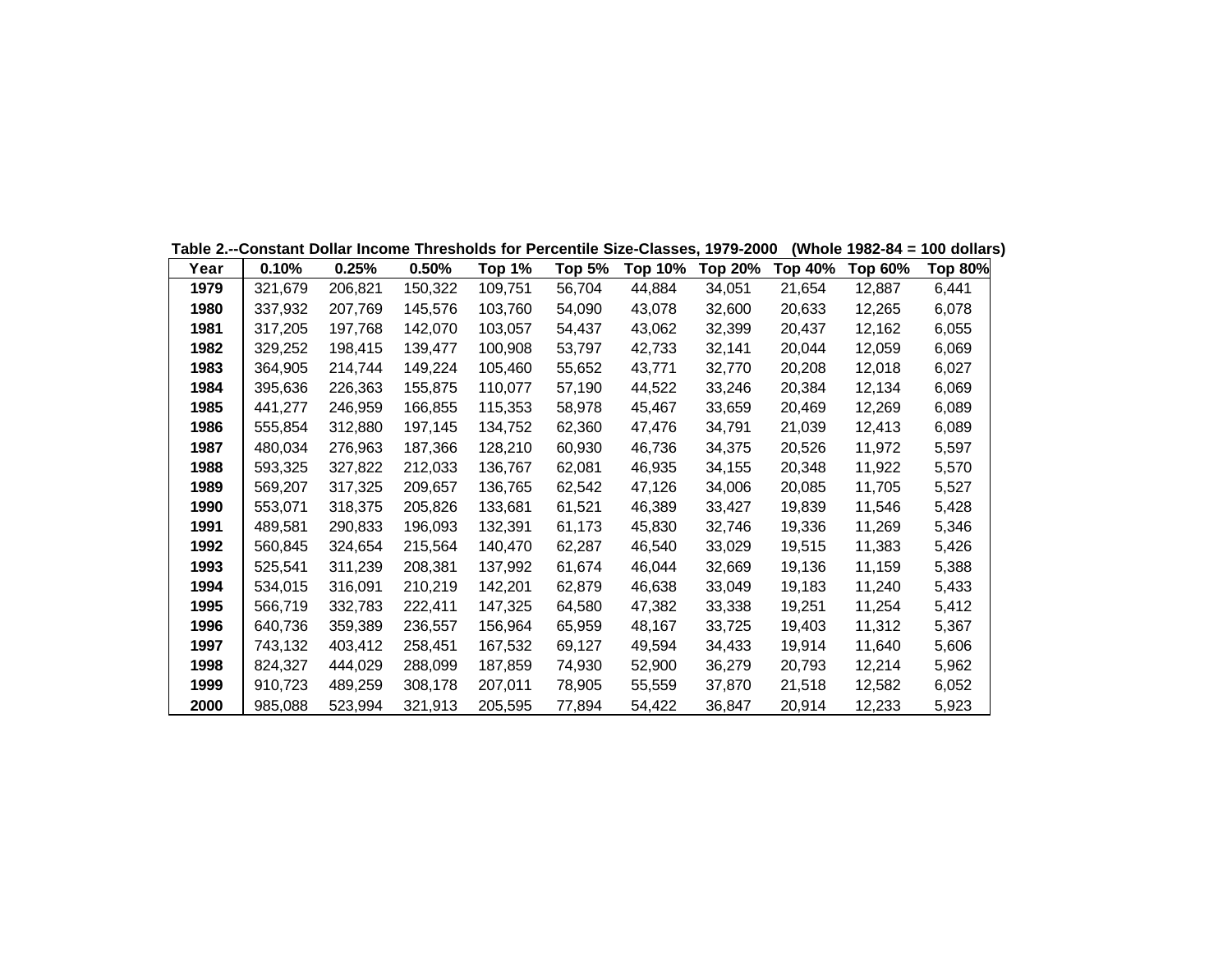**Table 2.--Constant Dollar Income Thresholds for Percentile Size-Classes, 1979-2000 (Whole 1982-84 = 100 dollars)**

| Year | 0.10% | 0.25% | 0.50% | Top 1% | Top 5% | Top 10% | Top 20% | Top 40% | Top 60% | Top 80% |
|---|---|---|---|---|---|---|---|---|---|---|
| **1979** | 321,679 | 206,821 | 150,322 | 109,751 | 56,704 | 44,884 | 34,051 | 21,654 | 12,887 | 6,441 |
| **1980** | 337,932 | 207,769 | 145,576 | 103,760 | 54,090 | 43,078 | 32,600 | 20,633 | 12,265 | 6,078 |
| **1981** | 317,205 | 197,768 | 142,070 | 103,057 | 54,437 | 43,062 | 32,399 | 20,437 | 12,162 | 6,055 |
| **1982** | 329,252 | 198,415 | 139,477 | 100,908 | 53,797 | 42,733 | 32,141 | 20,044 | 12,059 | 6,069 |
| **1983** | 364,905 | 214,744 | 149,224 | 105,460 | 55,652 | 43,771 | 32,770 | 20,208 | 12,018 | 6,027 |
| **1984** | 395,636 | 226,363 | 155,875 | 110,077 | 57,190 | 44,522 | 33,246 | 20,384 | 12,134 | 6,069 |
| **1985** | 441,277 | 246,959 | 166,855 | 115,353 | 58,978 | 45,467 | 33,659 | 20,469 | 12,269 | 6,089 |
| **1986** | 555,854 | 312,880 | 197,145 | 134,752 | 62,360 | 47,476 | 34,791 | 21,039 | 12,413 | 6,089 |
| **1987** | 480,034 | 276,963 | 187,366 | 128,210 | 60,930 | 46,736 | 34,375 | 20,526 | 11,972 | 5,597 |
| **1988** | 593,325 | 327,822 | 212,033 | 136,767 | 62,081 | 46,935 | 34,155 | 20,348 | 11,922 | 5,570 |
| **1989** | 569,207 | 317,325 | 209,657 | 136,765 | 62,542 | 47,126 | 34,006 | 20,085 | 11,705 | 5,527 |
| **1990** | 553,071 | 318,375 | 205,826 | 133,681 | 61,521 | 46,389 | 33,427 | 19,839 | 11,546 | 5,428 |
| **1991** | 489,581 | 290,833 | 196,093 | 132,391 | 61,173 | 45,830 | 32,746 | 19,336 | 11,269 | 5,346 |
| **1992** | 560,845 | 324,654 | 215,564 | 140,470 | 62,287 | 46,540 | 33,029 | 19,515 | 11,383 | 5,426 |
| **1993** | 525,541 | 311,239 | 208,381 | 137,992 | 61,674 | 46,044 | 32,669 | 19,136 | 11,159 | 5,388 |
| **1994** | 534,015 | 316,091 | 210,219 | 142,201 | 62,879 | 46,638 | 33,049 | 19,183 | 11,240 | 5,433 |
| **1995** | 566,719 | 332,783 | 222,411 | 147,325 | 64,580 | 47,382 | 33,338 | 19,251 | 11,254 | 5,412 |
| **1996** | 640,736 | 359,389 | 236,557 | 156,964 | 65,959 | 48,167 | 33,725 | 19,403 | 11,312 | 5,367 |
| **1997** | 743,132 | 403,412 | 258,451 | 167,532 | 69,127 | 49,594 | 34,433 | 19,914 | 11,640 | 5,606 |
| **1998** | 824,327 | 444,029 | 288,099 | 187,859 | 74,930 | 52,900 | 36,279 | 20,793 | 12,214 | 5,962 |
| **1999** | 910,723 | 489,259 | 308,178 | 207,011 | 78,905 | 55,559 | 37,870 | 21,518 | 12,582 | 6,052 |
| **2000** | 985,088 | 523,994 | 321,913 | 205,595 | 77,894 | 54,422 | 36,847 | 20,914 | 12,233 | 5,923 |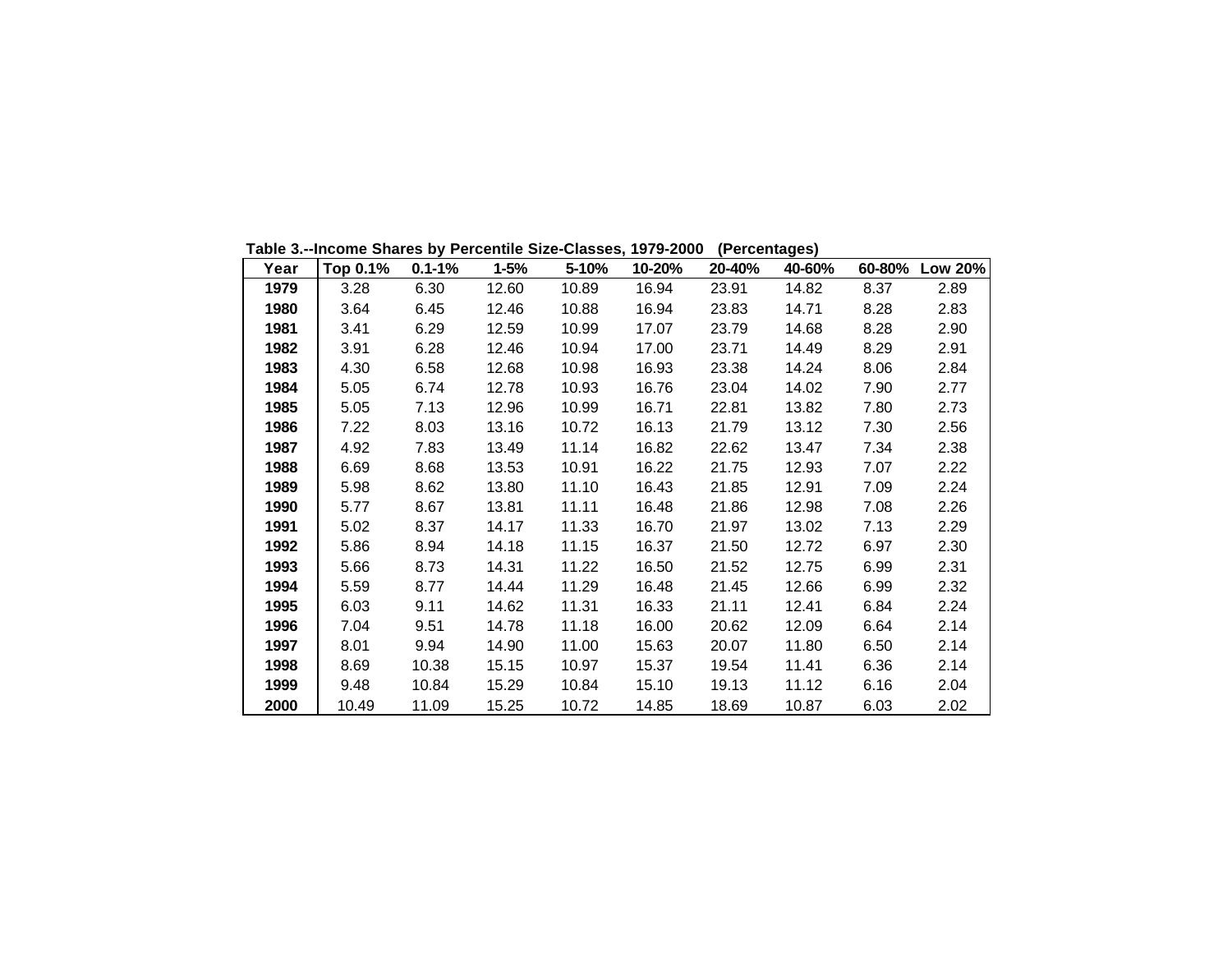**Table 3.--Income Shares by Percentile Size-Classes, 1979-2000 (Percentages)**

| Year | Top 0.1% | 0.1-1% | 1-5% | 5-10% | 10-20% | 20-40% | 40-60% | 60-80% | Low 20% |
|---|---|---|---|---|---|---|---|---|---|
| **1979** | 3.28 | 6.30 | 12.60 | 10.89 | 16.94 | 23.91 | 14.82 | 8.37 | 2.89 |
| **1980** | 3.64 | 6.45 | 12.46 | 10.88 | 16.94 | 23.83 | 14.71 | 8.28 | 2.83 |
| **1981** | 3.41 | 6.29 | 12.59 | 10.99 | 17.07 | 23.79 | 14.68 | 8.28 | 2.90 |
| **1982** | 3.91 | 6.28 | 12.46 | 10.94 | 17.00 | 23.71 | 14.49 | 8.29 | 2.91 |
| **1983** | 4.30 | 6.58 | 12.68 | 10.98 | 16.93 | 23.38 | 14.24 | 8.06 | 2.84 |
| **1984** | 5.05 | 6.74 | 12.78 | 10.93 | 16.76 | 23.04 | 14.02 | 7.90 | 2.77 |
| **1985** | 5.05 | 7.13 | 12.96 | 10.99 | 16.71 | 22.81 | 13.82 | 7.80 | 2.73 |
| **1986** | 7.22 | 8.03 | 13.16 | 10.72 | 16.13 | 21.79 | 13.12 | 7.30 | 2.56 |
| **1987** | 4.92 | 7.83 | 13.49 | 11.14 | 16.82 | 22.62 | 13.47 | 7.34 | 2.38 |
| **1988** | 6.69 | 8.68 | 13.53 | 10.91 | 16.22 | 21.75 | 12.93 | 7.07 | 2.22 |
| **1989** | 5.98 | 8.62 | 13.80 | 11.10 | 16.43 | 21.85 | 12.91 | 7.09 | 2.24 |
| **1990** | 5.77 | 8.67 | 13.81 | 11.11 | 16.48 | 21.86 | 12.98 | 7.08 | 2.26 |
| **1991** | 5.02 | 8.37 | 14.17 | 11.33 | 16.70 | 21.97 | 13.02 | 7.13 | 2.29 |
| **1992** | 5.86 | 8.94 | 14.18 | 11.15 | 16.37 | 21.50 | 12.72 | 6.97 | 2.30 |
| **1993** | 5.66 | 8.73 | 14.31 | 11.22 | 16.50 | 21.52 | 12.75 | 6.99 | 2.31 |
| **1994** | 5.59 | 8.77 | 14.44 | 11.29 | 16.48 | 21.45 | 12.66 | 6.99 | 2.32 |
| **1995** | 6.03 | 9.11 | 14.62 | 11.31 | 16.33 | 21.11 | 12.41 | 6.84 | 2.24 |
| **1996** | 7.04 | 9.51 | 14.78 | 11.18 | 16.00 | 20.62 | 12.09 | 6.64 | 2.14 |
| **1997** | 8.01 | 9.94 | 14.90 | 11.00 | 15.63 | 20.07 | 11.80 | 6.50 | 2.14 |
| **1998** | 8.69 | 10.38 | 15.15 | 10.97 | 15.37 | 19.54 | 11.41 | 6.36 | 2.14 |
| **1999** | 9.48 | 10.84 | 15.29 | 10.84 | 15.10 | 19.13 | 11.12 | 6.16 | 2.04 |
| **2000** | 10.49 | 11.09 | 15.25 | 10.72 | 14.85 | 18.69 | 10.87 | 6.03 | 2.02 |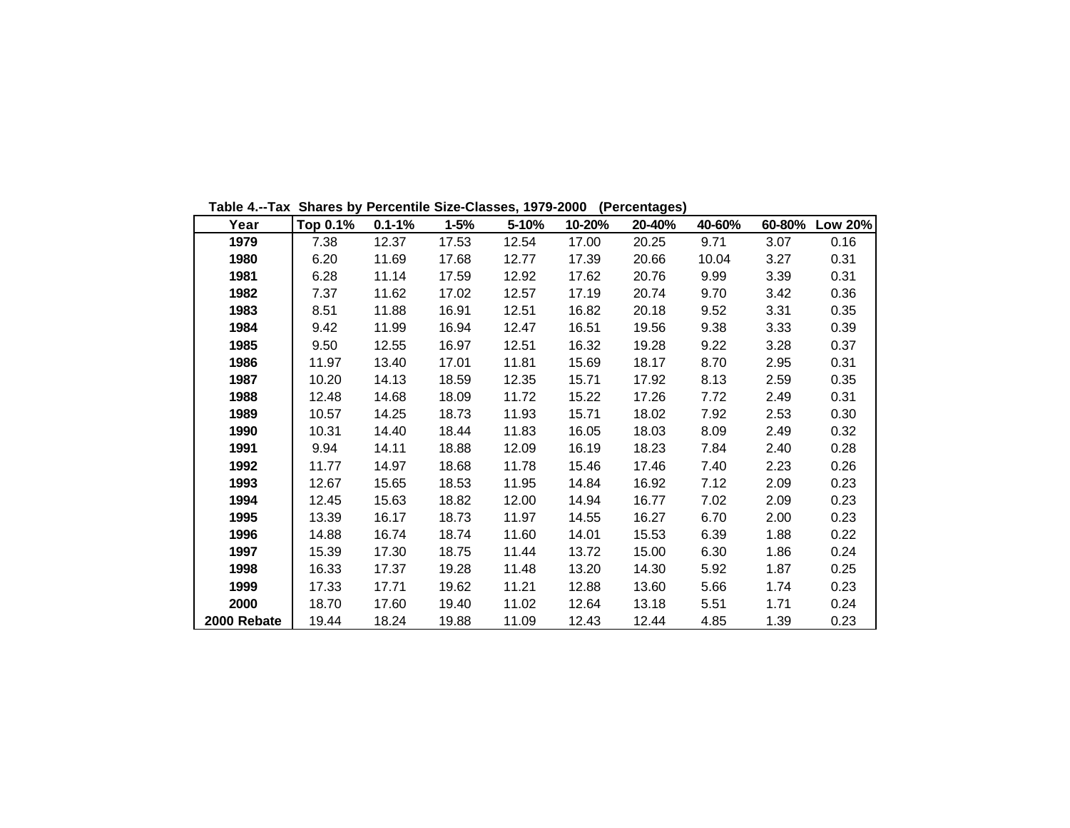Table 4.--Tax Shares by Percentile Size-Classes, 1979-2000 (Percentages)

| Year | Top 0.1% | 0.1-1% | 1-5% | 5-10% | 10-20% | 20-40% | 40-60% | 60-80% | Low 20% |
|---|---|---|---|---|---|---|---|---|---|
| **1979** | 7.38 | 12.37 | 17.53 | 12.54 | 17.00 | 20.25 | 9.71 | 3.07 | 0.16 |
| **1980** | 6.20 | 11.69 | 17.68 | 12.77 | 17.39 | 20.66 | 10.04 | 3.27 | 0.31 |
| **1981** | 6.28 | 11.14 | 17.59 | 12.92 | 17.62 | 20.76 | 9.99 | 3.39 | 0.31 |
| **1982** | 7.37 | 11.62 | 17.02 | 12.57 | 17.19 | 20.74 | 9.70 | 3.42 | 0.36 |
| **1983** | 8.51 | 11.88 | 16.91 | 12.51 | 16.82 | 20.18 | 9.52 | 3.31 | 0.35 |
| **1984** | 9.42 | 11.99 | 16.94 | 12.47 | 16.51 | 19.56 | 9.38 | 3.33 | 0.39 |
| **1985** | 9.50 | 12.55 | 16.97 | 12.51 | 16.32 | 19.28 | 9.22 | 3.28 | 0.37 |
| **1986** | 11.97 | 13.40 | 17.01 | 11.81 | 15.69 | 18.17 | 8.70 | 2.95 | 0.31 |
| **1987** | 10.20 | 14.13 | 18.59 | 12.35 | 15.71 | 17.92 | 8.13 | 2.59 | 0.35 |
| **1988** | 12.48 | 14.68 | 18.09 | 11.72 | 15.22 | 17.26 | 7.72 | 2.49 | 0.31 |
| **1989** | 10.57 | 14.25 | 18.73 | 11.93 | 15.71 | 18.02 | 7.92 | 2.53 | 0.30 |
| **1990** | 10.31 | 14.40 | 18.44 | 11.83 | 16.05 | 18.03 | 8.09 | 2.49 | 0.32 |
| **1991** | 9.94 | 14.11 | 18.88 | 12.09 | 16.19 | 18.23 | 7.84 | 2.40 | 0.28 |
| **1992** | 11.77 | 14.97 | 18.68 | 11.78 | 15.46 | 17.46 | 7.40 | 2.23 | 0.26 |
| **1993** | 12.67 | 15.65 | 18.53 | 11.95 | 14.84 | 16.92 | 7.12 | 2.09 | 0.23 |
| **1994** | 12.45 | 15.63 | 18.82 | 12.00 | 14.94 | 16.77 | 7.02 | 2.09 | 0.23 |
| **1995** | 13.39 | 16.17 | 18.73 | 11.97 | 14.55 | 16.27 | 6.70 | 2.00 | 0.23 |
| **1996** | 14.88 | 16.74 | 18.74 | 11.60 | 14.01 | 15.53 | 6.39 | 1.88 | 0.22 |
| **1997** | 15.39 | 17.30 | 18.75 | 11.44 | 13.72 | 15.00 | 6.30 | 1.86 | 0.24 |
| **1998** | 16.33 | 17.37 | 19.28 | 11.48 | 13.20 | 14.30 | 5.92 | 1.87 | 0.25 |
| **1999** | 17.33 | 17.71 | 19.62 | 11.21 | 12.88 | 13.60 | 5.66 | 1.74 | 0.23 |
| **2000** | 18.70 | 17.60 | 19.40 | 11.02 | 12.64 | 13.18 | 5.51 | 1.71 | 0.24 |
| **2000 Rebate** | 19.44 | 18.24 | 19.88 | 11.09 | 12.43 | 12.44 | 4.85 | 1.39 | 0.23 |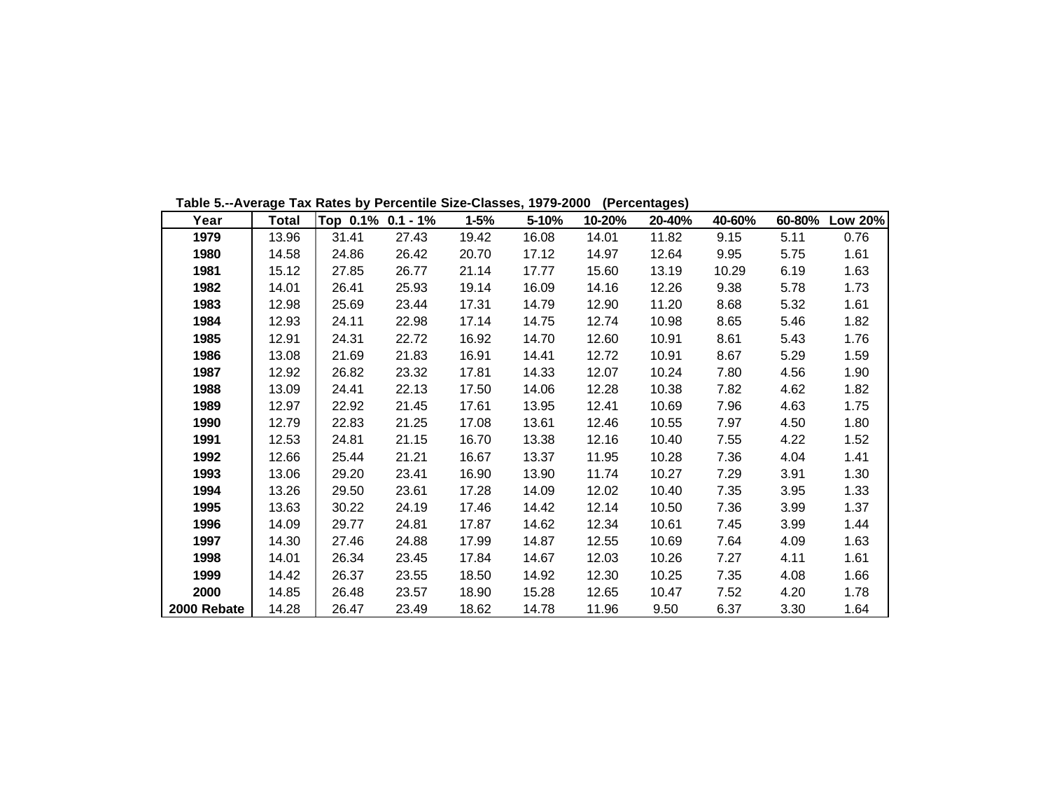**Table 5.--Average Tax Rates by Percentile Size-Classes, 1979-2000 (Percentages)**

| Year | Total | Top 0.1% | 0.1 - 1% | 1-5% | 5-10% | 10-20% | 20-40% | 40-60% | 60-80% | Low 20% |
|---|---|---|---|---|---|---|---|---|---|---|
| **1979** | 13.96 | 31.41 | 27.43 | 19.42 | 16.08 | 14.01 | 11.82 | 9.15 | 5.11 | 0.76 |
| **1980** | 14.58 | 24.86 | 26.42 | 20.70 | 17.12 | 14.97 | 12.64 | 9.95 | 5.75 | 1.61 |
| **1981** | 15.12 | 27.85 | 26.77 | 21.14 | 17.77 | 15.60 | 13.19 | 10.29 | 6.19 | 1.63 |
| **1982** | 14.01 | 26.41 | 25.93 | 19.14 | 16.09 | 14.16 | 12.26 | 9.38 | 5.78 | 1.73 |
| **1983** | 12.98 | 25.69 | 23.44 | 17.31 | 14.79 | 12.90 | 11.20 | 8.68 | 5.32 | 1.61 |
| **1984** | 12.93 | 24.11 | 22.98 | 17.14 | 14.75 | 12.74 | 10.98 | 8.65 | 5.46 | 1.82 |
| **1985** | 12.91 | 24.31 | 22.72 | 16.92 | 14.70 | 12.60 | 10.91 | 8.61 | 5.43 | 1.76 |
| **1986** | 13.08 | 21.69 | 21.83 | 16.91 | 14.41 | 12.72 | 10.91 | 8.67 | 5.29 | 1.59 |
| **1987** | 12.92 | 26.82 | 23.32 | 17.81 | 14.33 | 12.07 | 10.24 | 7.80 | 4.56 | 1.90 |
| **1988** | 13.09 | 24.41 | 22.13 | 17.50 | 14.06 | 12.28 | 10.38 | 7.82 | 4.62 | 1.82 |
| **1989** | 12.97 | 22.92 | 21.45 | 17.61 | 13.95 | 12.41 | 10.69 | 7.96 | 4.63 | 1.75 |
| **1990** | 12.79 | 22.83 | 21.25 | 17.08 | 13.61 | 12.46 | 10.55 | 7.97 | 4.50 | 1.80 |
| **1991** | 12.53 | 24.81 | 21.15 | 16.70 | 13.38 | 12.16 | 10.40 | 7.55 | 4.22 | 1.52 |
| **1992** | 12.66 | 25.44 | 21.21 | 16.67 | 13.37 | 11.95 | 10.28 | 7.36 | 4.04 | 1.41 |
| **1993** | 13.06 | 29.20 | 23.41 | 16.90 | 13.90 | 11.74 | 10.27 | 7.29 | 3.91 | 1.30 |
| **1994** | 13.26 | 29.50 | 23.61 | 17.28 | 14.09 | 12.02 | 10.40 | 7.35 | 3.95 | 1.33 |
| **1995** | 13.63 | 30.22 | 24.19 | 17.46 | 14.42 | 12.14 | 10.50 | 7.36 | 3.99 | 1.37 |
| **1996** | 14.09 | 29.77 | 24.81 | 17.87 | 14.62 | 12.34 | 10.61 | 7.45 | 3.99 | 1.44 |
| **1997** | 14.30 | 27.46 | 24.88 | 17.99 | 14.87 | 12.55 | 10.69 | 7.64 | 4.09 | 1.63 |
| **1998** | 14.01 | 26.34 | 23.45 | 17.84 | 14.67 | 12.03 | 10.26 | 7.27 | 4.11 | 1.61 |
| **1999** | 14.42 | 26.37 | 23.55 | 18.50 | 14.92 | 12.30 | 10.25 | 7.35 | 4.08 | 1.66 |
| **2000** | 14.85 | 26.48 | 23.57 | 18.90 | 15.28 | 12.65 | 10.47 | 7.52 | 4.20 | 1.78 |
| **2000 Rebate** | 14.28 | 26.47 | 23.49 | 18.62 | 14.78 | 11.96 | 9.50 | 6.37 | 3.30 | 1.64 |